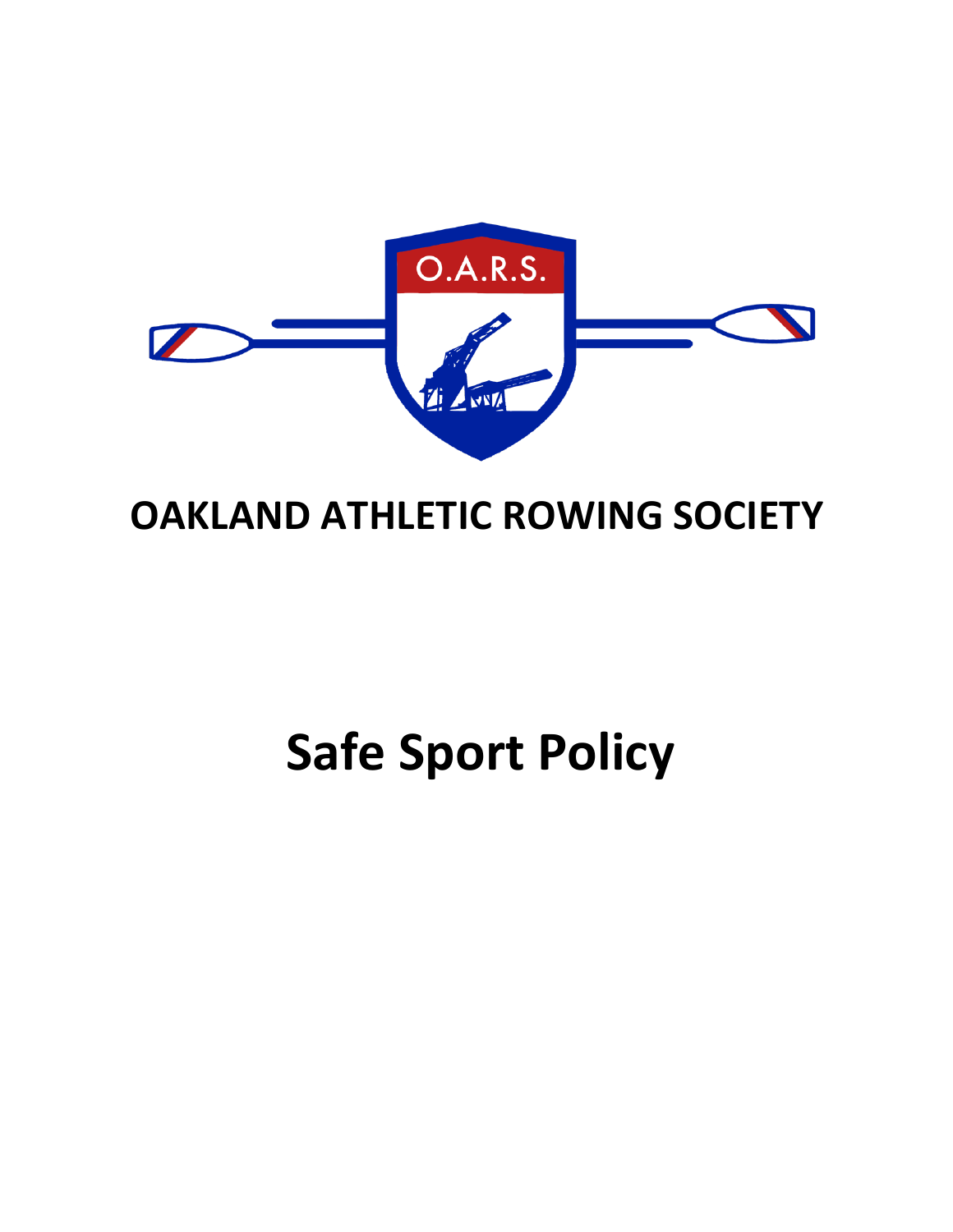# OAKLAND ATHLETIC ROWING SOCIETY

# Safe Sport Policy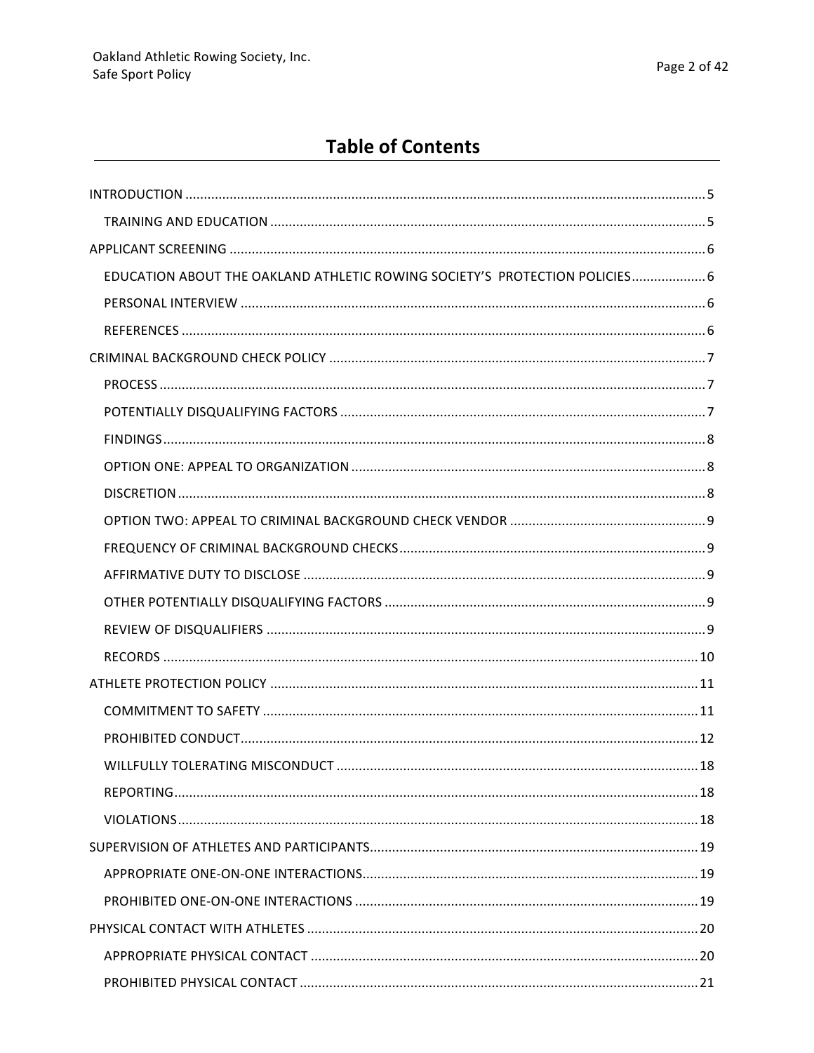## Table of Contents

- INTRODUCTION ..... 5
  - TRAINING AND EDUCATION ..... 5
- APPLICANT SCREENING ..... 6
  - EDUCATION ABOUT THE OAKLAND ATHLETIC ROWING SOCIETY'S PROTECTION POLICIES ..... 6
  - PERSONAL INTERVIEW ..... 6
  - REFERENCES ..... 6
- CRIMINAL BACKGROUND CHECK POLICY ..... 7
  - PROCESS ..... 7
  - POTENTIALLY DISQUALIFYING FACTORS ..... 7
  - FINDINGS ..... 8
  - OPTION ONE: APPEAL TO ORGANIZATION ..... 8
  - DISCRETION ..... 8
  - OPTION TWO: APPEAL TO CRIMINAL BACKGROUND CHECK VENDOR ..... 9
  - FREQUENCY OF CRIMINAL BACKGROUND CHECKS ..... 9
  - AFFIRMATIVE DUTY TO DISCLOSE ..... 9
  - OTHER POTENTIALLY DISQUALIFYING FACTORS ..... 9
  - REVIEW OF DISQUALIFIERS ..... 9
  - RECORDS ..... 10
- ATHLETE PROTECTION POLICY ..... 11
  - COMMITMENT TO SAFETY ..... 11
  - PROHIBITED CONDUCT ..... 12
  - WILLFULLY TOLERATING MISCONDUCT ..... 18
  - REPORTING ..... 18
  - VIOLATIONS ..... 18
- SUPERVISION OF ATHLETES AND PARTICIPANTS ..... 19
  - APPROPRIATE ONE-ON-ONE INTERACTIONS ..... 19
  - PROHIBITED ONE-ON-ONE INTERACTIONS ..... 19
- PHYSICAL CONTACT WITH ATHLETES ..... 20
  - APPROPRIATE PHYSICAL CONTACT ..... 20
  - PROHIBITED PHYSICAL CONTACT ..... 21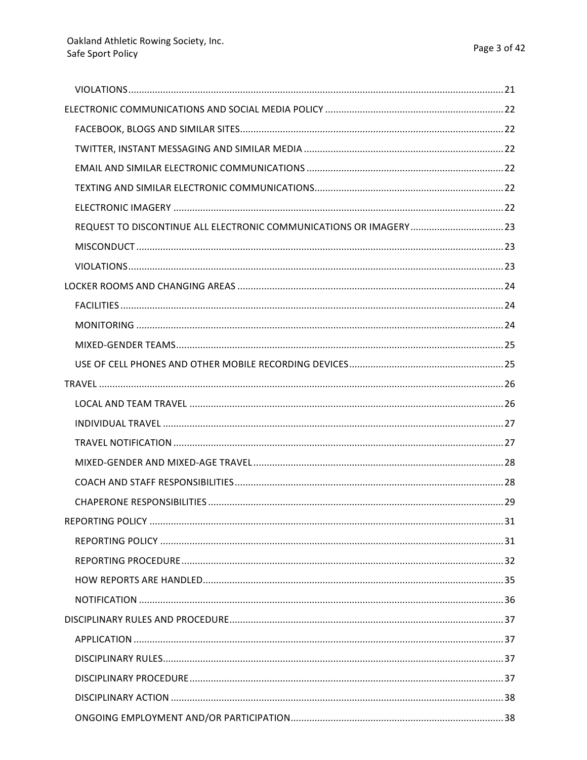- VIOLATIONS ..... 21

ELECTRONIC COMMUNICATIONS AND SOCIAL MEDIA POLICY ..... 22

- FACEBOOK, BLOGS AND SIMILAR SITES ..... 22
- TWITTER, INSTANT MESSAGING AND SIMILAR MEDIA ..... 22
- EMAIL AND SIMILAR ELECTRONIC COMMUNICATIONS ..... 22
- TEXTING AND SIMILAR ELECTRONIC COMMUNICATIONS ..... 22
- ELECTRONIC IMAGERY ..... 22
- REQUEST TO DISCONTINUE ALL ELECTRONIC COMMUNICATIONS OR IMAGERY ..... 23
- MISCONDUCT ..... 23
- VIOLATIONS ..... 23

LOCKER ROOMS AND CHANGING AREAS ..... 24

- FACILITIES ..... 24
- MONITORING ..... 24
- MIXED-GENDER TEAMS ..... 25
- USE OF CELL PHONES AND OTHER MOBILE RECORDING DEVICES ..... 25

TRAVEL ..... 26

- LOCAL AND TEAM TRAVEL ..... 26
- INDIVIDUAL TRAVEL ..... 27
- TRAVEL NOTIFICATION ..... 27
- MIXED-GENDER AND MIXED-AGE TRAVEL ..... 28
- COACH AND STAFF RESPONSIBILITIES ..... 28
- CHAPERONE RESPONSIBILITIES ..... 29

REPORTING POLICY ..... 31

- REPORTING POLICY ..... 31
- REPORTING PROCEDURE ..... 32
- HOW REPORTS ARE HANDLED ..... 35
- NOTIFICATION ..... 36

DISCIPLINARY RULES AND PROCEDURE ..... 37

- APPLICATION ..... 37
- DISCIPLINARY RULES ..... 37
- DISCIPLINARY PROCEDURE ..... 37
- DISCIPLINARY ACTION ..... 38
- ONGOING EMPLOYMENT AND/OR PARTICIPATION ..... 38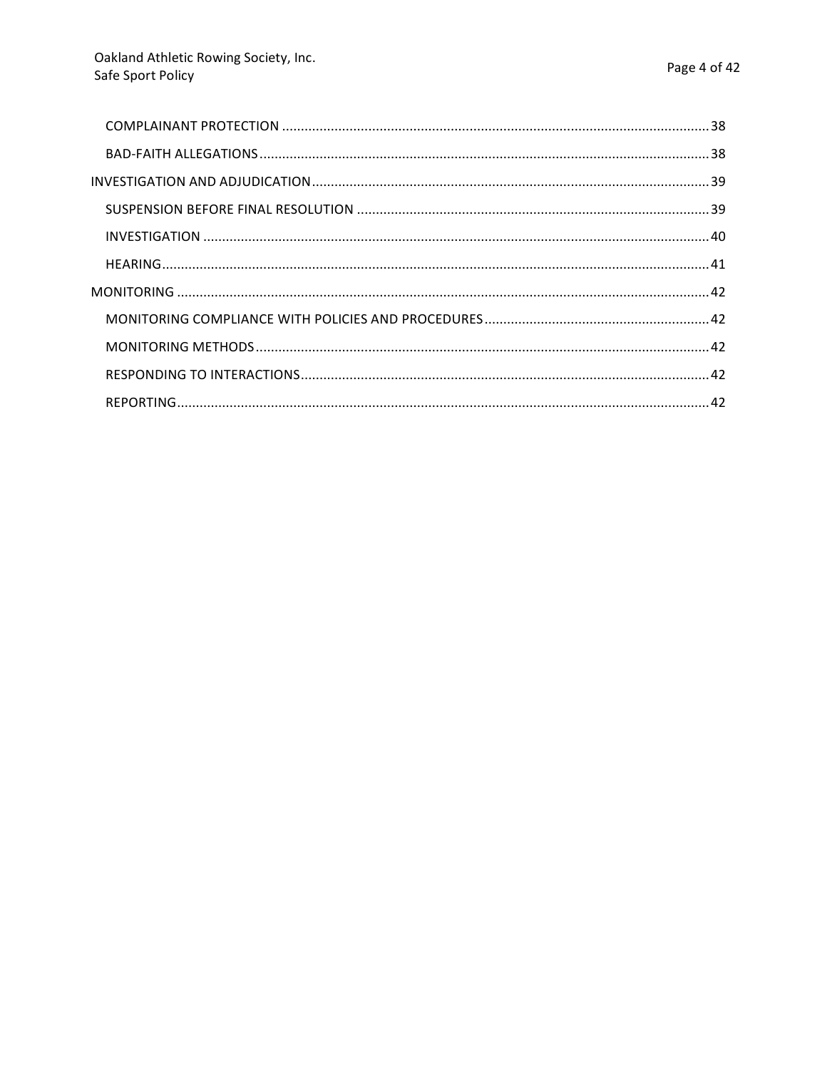- COMPLAINANT PROTECTION ..... 38
- BAD-FAITH ALLEGATIONS ..... 38

INVESTIGATION AND ADJUDICATION ..... 39

- SUSPENSION BEFORE FINAL RESOLUTION ..... 39
- INVESTIGATION ..... 40
- HEARING ..... 41

MONITORING ..... 42

- MONITORING COMPLIANCE WITH POLICIES AND PROCEDURES ..... 42
- MONITORING METHODS ..... 42
- RESPONDING TO INTERACTIONS ..... 42
- REPORTING ..... 42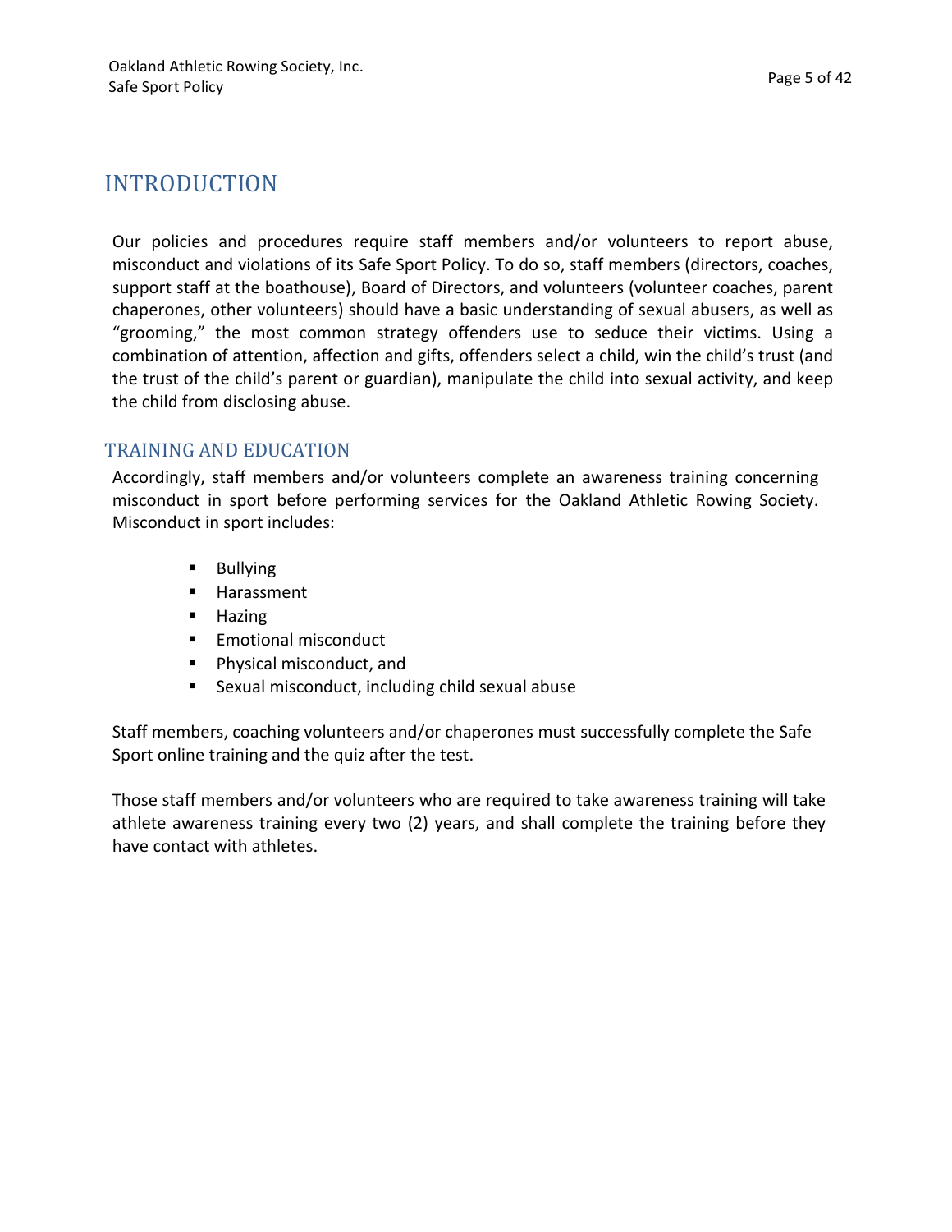# INTRODUCTION

Our policies and procedures require staff members and/or volunteers to report abuse, misconduct and violations of its Safe Sport Policy. To do so, staff members (directors, coaches, support staff at the boathouse), Board of Directors, and volunteers (volunteer coaches, parent chaperones, other volunteers) should have a basic understanding of sexual abusers, as well as "grooming," the most common strategy offenders use to seduce their victims. Using a combination of attention, affection and gifts, offenders select a child, win the child's trust (and the trust of the child's parent or guardian), manipulate the child into sexual activity, and keep the child from disclosing abuse.

## TRAINING AND EDUCATION

Accordingly, staff members and/or volunteers complete an awareness training concerning misconduct in sport before performing services for the Oakland Athletic Rowing Society. Misconduct in sport includes:

- Bullying
- Harassment
- Hazing
- Emotional misconduct
- Physical misconduct, and
- Sexual misconduct, including child sexual abuse

Staff members, coaching volunteers and/or chaperones must successfully complete the Safe Sport online training and the quiz after the test.

Those staff members and/or volunteers who are required to take awareness training will take athlete awareness training every two (2) years, and shall complete the training before they have contact with athletes.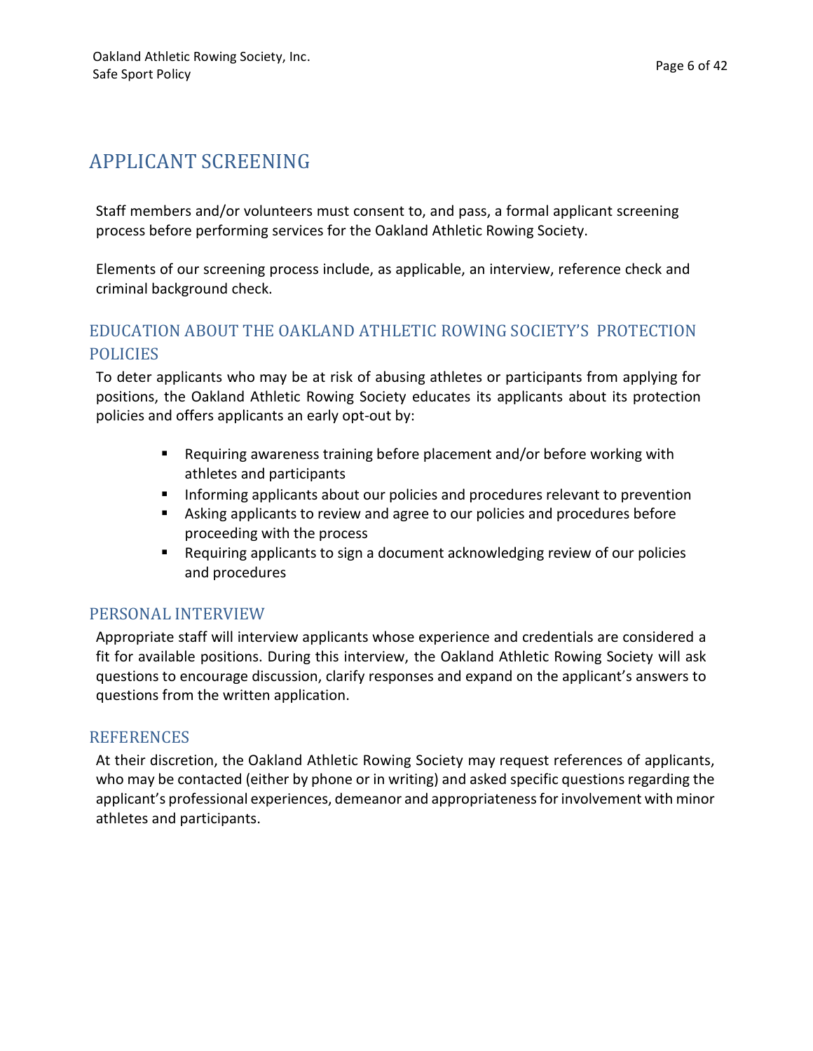# APPLICANT SCREENING

Staff members and/or volunteers must consent to, and pass, a formal applicant screening process before performing services for the Oakland Athletic Rowing Society.

Elements of our screening process include, as applicable, an interview, reference check and criminal background check.

## EDUCATION ABOUT THE OAKLAND ATHLETIC ROWING SOCIETY'S PROTECTION POLICIES

To deter applicants who may be at risk of abusing athletes or participants from applying for positions, the Oakland Athletic Rowing Society educates its applicants about its protection policies and offers applicants an early opt-out by:

- Requiring awareness training before placement and/or before working with athletes and participants
- Informing applicants about our policies and procedures relevant to prevention
- Asking applicants to review and agree to our policies and procedures before proceeding with the process
- Requiring applicants to sign a document acknowledging review of our policies and procedures

## PERSONAL INTERVIEW

Appropriate staff will interview applicants whose experience and credentials are considered a fit for available positions. During this interview, the Oakland Athletic Rowing Society will ask questions to encourage discussion, clarify responses and expand on the applicant's answers to questions from the written application.

## REFERENCES

At their discretion, the Oakland Athletic Rowing Society may request references of applicants, who may be contacted (either by phone or in writing) and asked specific questions regarding the applicant's professional experiences, demeanor and appropriateness for involvement with minor athletes and participants.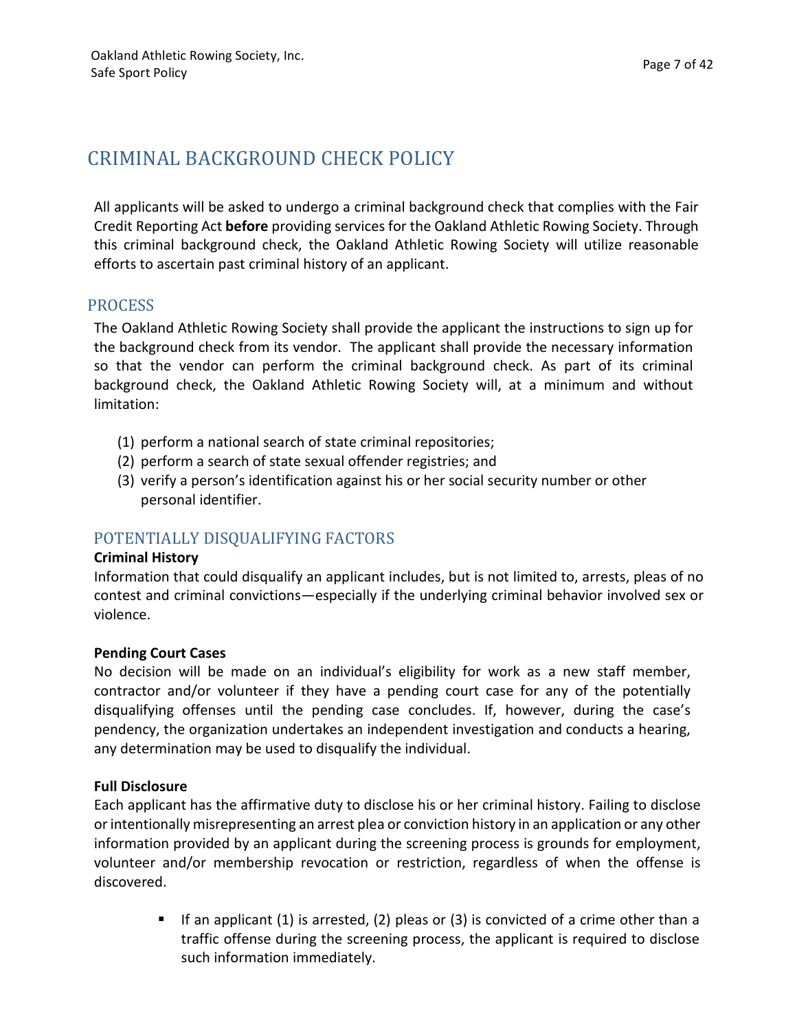# CRIMINAL BACKGROUND CHECK POLICY

All applicants will be asked to undergo a criminal background check that complies with the Fair Credit Reporting Act **before** providing services for the Oakland Athletic Rowing Society. Through this criminal background check, the Oakland Athletic Rowing Society will utilize reasonable efforts to ascertain past criminal history of an applicant.

## PROCESS

The Oakland Athletic Rowing Society shall provide the applicant the instructions to sign up for the background check from its vendor. The applicant shall provide the necessary information so that the vendor can perform the criminal background check. As part of its criminal background check, the Oakland Athletic Rowing Society will, at a minimum and without limitation:

(1) perform a national search of state criminal repositories;
(2) perform a search of state sexual offender registries; and
(3) verify a person's identification against his or her social security number or other personal identifier.

## POTENTIALLY DISQUALIFYING FACTORS

**Criminal History**

Information that could disqualify an applicant includes, but is not limited to, arrests, pleas of no contest and criminal convictions—especially if the underlying criminal behavior involved sex or violence.

**Pending Court Cases**

No decision will be made on an individual's eligibility for work as a new staff member, contractor and/or volunteer if they have a pending court case for any of the potentially disqualifying offenses until the pending case concludes. If, however, during the case's pendency, the organization undertakes an independent investigation and conducts a hearing, any determination may be used to disqualify the individual.

**Full Disclosure**

Each applicant has the affirmative duty to disclose his or her criminal history. Failing to disclose or intentionally misrepresenting an arrest plea or conviction history in an application or any other information provided by an applicant during the screening process is grounds for employment, volunteer and/or membership revocation or restriction, regardless of when the offense is discovered.

- If an applicant (1) is arrested, (2) pleas or (3) is convicted of a crime other than a traffic offense during the screening process, the applicant is required to disclose such information immediately.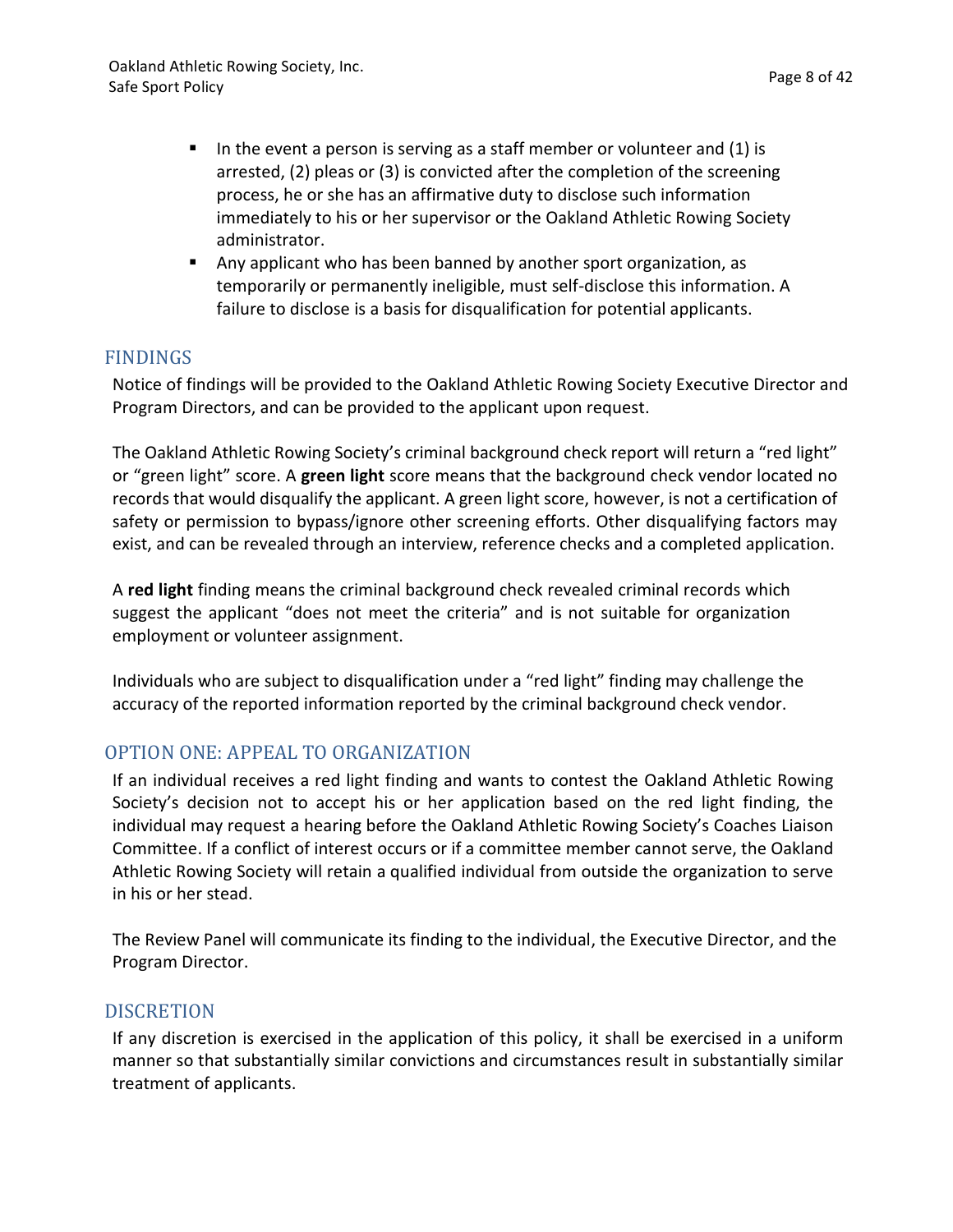- In the event a person is serving as a staff member or volunteer and (1) is arrested, (2) pleas or (3) is convicted after the completion of the screening process, he or she has an affirmative duty to disclose such information immediately to his or her supervisor or the Oakland Athletic Rowing Society administrator.
- Any applicant who has been banned by another sport organization, as temporarily or permanently ineligible, must self-disclose this information. A failure to disclose is a basis for disqualification for potential applicants.

## FINDINGS

Notice of findings will be provided to the Oakland Athletic Rowing Society Executive Director and Program Directors, and can be provided to the applicant upon request.

The Oakland Athletic Rowing Society's criminal background check report will return a "red light" or "green light" score. A **green light** score means that the background check vendor located no records that would disqualify the applicant. A green light score, however, is not a certification of safety or permission to bypass/ignore other screening efforts. Other disqualifying factors may exist, and can be revealed through an interview, reference checks and a completed application.

A **red light** finding means the criminal background check revealed criminal records which suggest the applicant "does not meet the criteria" and is not suitable for organization employment or volunteer assignment.

Individuals who are subject to disqualification under a "red light" finding may challenge the accuracy of the reported information reported by the criminal background check vendor.

## OPTION ONE: APPEAL TO ORGANIZATION

If an individual receives a red light finding and wants to contest the Oakland Athletic Rowing Society's decision not to accept his or her application based on the red light finding, the individual may request a hearing before the Oakland Athletic Rowing Society's Coaches Liaison Committee. If a conflict of interest occurs or if a committee member cannot serve, the Oakland Athletic Rowing Society will retain a qualified individual from outside the organization to serve in his or her stead.

The Review Panel will communicate its finding to the individual, the Executive Director, and the Program Director.

## DISCRETION

If any discretion is exercised in the application of this policy, it shall be exercised in a uniform manner so that substantially similar convictions and circumstances result in substantially similar treatment of applicants.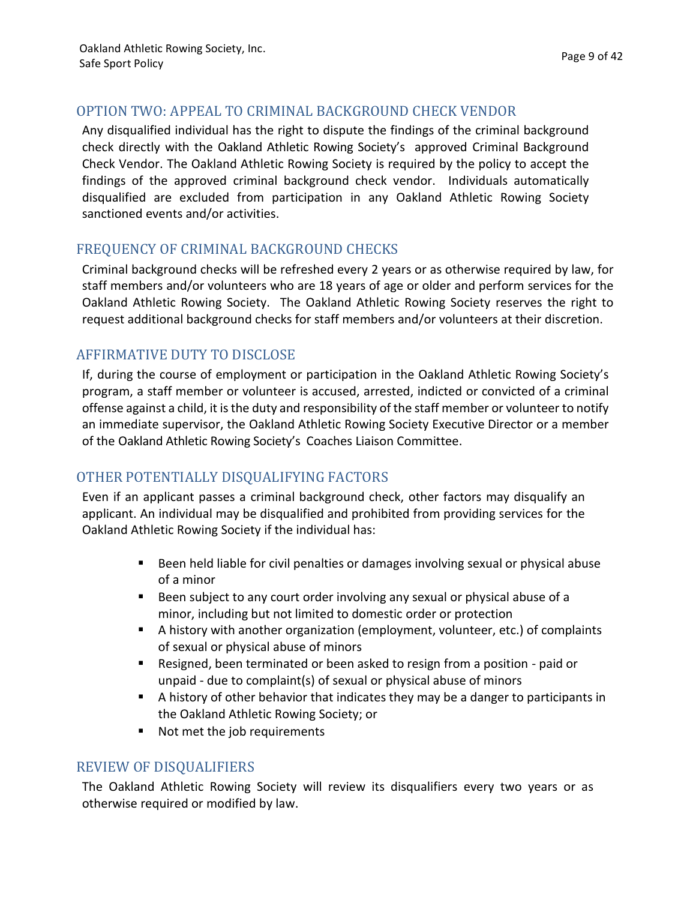## OPTION TWO: APPEAL TO CRIMINAL BACKGROUND CHECK VENDOR

Any disqualified individual has the right to dispute the findings of the criminal background check directly with the Oakland Athletic Rowing Society's approved Criminal Background Check Vendor. The Oakland Athletic Rowing Society is required by the policy to accept the findings of the approved criminal background check vendor. Individuals automatically disqualified are excluded from participation in any Oakland Athletic Rowing Society sanctioned events and/or activities.

## FREQUENCY OF CRIMINAL BACKGROUND CHECKS

Criminal background checks will be refreshed every 2 years or as otherwise required by law, for staff members and/or volunteers who are 18 years of age or older and perform services for the Oakland Athletic Rowing Society. The Oakland Athletic Rowing Society reserves the right to request additional background checks for staff members and/or volunteers at their discretion.

## AFFIRMATIVE DUTY TO DISCLOSE

If, during the course of employment or participation in the Oakland Athletic Rowing Society's program, a staff member or volunteer is accused, arrested, indicted or convicted of a criminal offense against a child, it is the duty and responsibility of the staff member or volunteer to notify an immediate supervisor, the Oakland Athletic Rowing Society Executive Director or a member of the Oakland Athletic Rowing Society's Coaches Liaison Committee.

## OTHER POTENTIALLY DISQUALIFYING FACTORS

Even if an applicant passes a criminal background check, other factors may disqualify an applicant. An individual may be disqualified and prohibited from providing services for the Oakland Athletic Rowing Society if the individual has:

- Been held liable for civil penalties or damages involving sexual or physical abuse of a minor
- Been subject to any court order involving any sexual or physical abuse of a minor, including but not limited to domestic order or protection
- A history with another organization (employment, volunteer, etc.) of complaints of sexual or physical abuse of minors
- Resigned, been terminated or been asked to resign from a position - paid or unpaid - due to complaint(s) of sexual or physical abuse of minors
- A history of other behavior that indicates they may be a danger to participants in the Oakland Athletic Rowing Society; or
- Not met the job requirements

## REVIEW OF DISQUALIFIERS

The Oakland Athletic Rowing Society will review its disqualifiers every two years or as otherwise required or modified by law.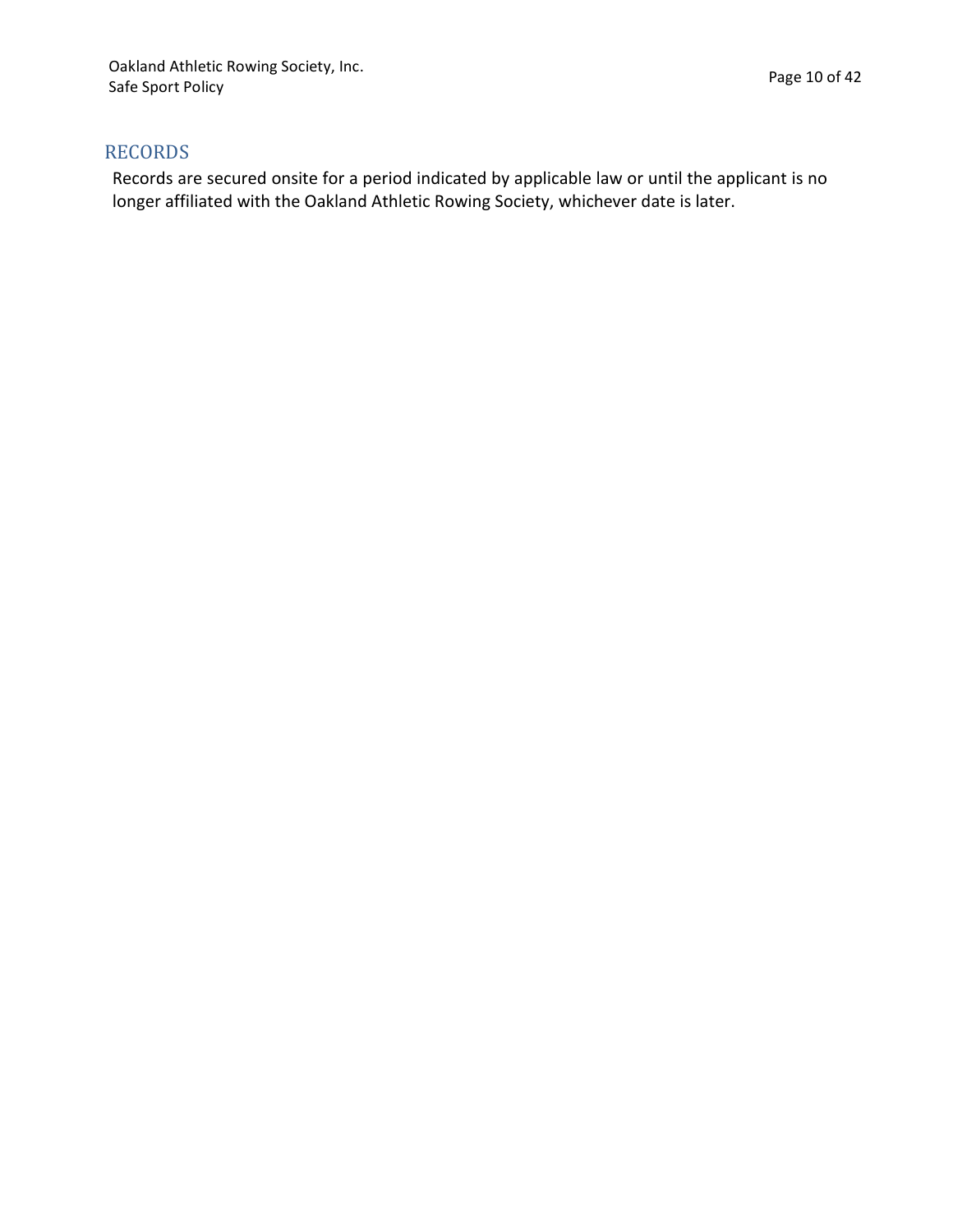## RECORDS

Records are secured onsite for a period indicated by applicable law or until the applicant is no longer affiliated with the Oakland Athletic Rowing Society, whichever date is later.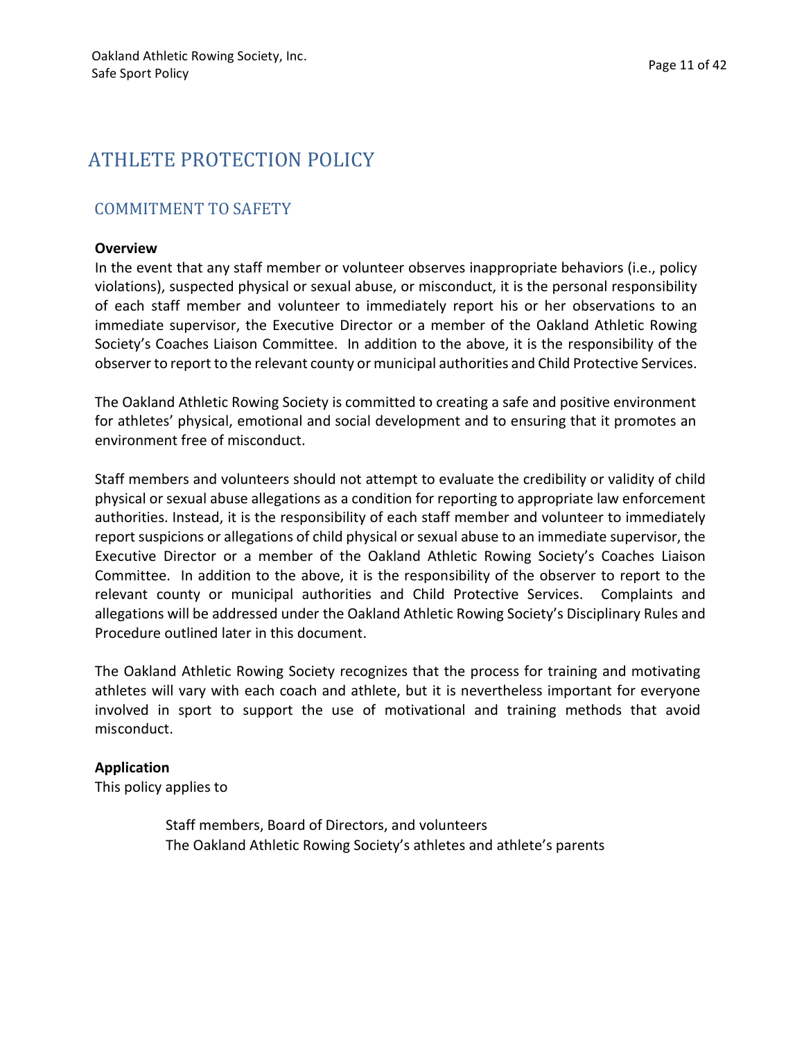# ATHLETE PROTECTION POLICY

## COMMITMENT TO SAFETY

**Overview**

In the event that any staff member or volunteer observes inappropriate behaviors (i.e., policy violations), suspected physical or sexual abuse, or misconduct, it is the personal responsibility of each staff member and volunteer to immediately report his or her observations to an immediate supervisor, the Executive Director or a member of the Oakland Athletic Rowing Society's Coaches Liaison Committee. In addition to the above, it is the responsibility of the observer to report to the relevant county or municipal authorities and Child Protective Services.

The Oakland Athletic Rowing Society is committed to creating a safe and positive environment for athletes' physical, emotional and social development and to ensuring that it promotes an environment free of misconduct.

Staff members and volunteers should not attempt to evaluate the credibility or validity of child physical or sexual abuse allegations as a condition for reporting to appropriate law enforcement authorities. Instead, it is the responsibility of each staff member and volunteer to immediately report suspicions or allegations of child physical or sexual abuse to an immediate supervisor, the Executive Director or a member of the Oakland Athletic Rowing Society's Coaches Liaison Committee. In addition to the above, it is the responsibility of the observer to report to the relevant county or municipal authorities and Child Protective Services. Complaints and allegations will be addressed under the Oakland Athletic Rowing Society's Disciplinary Rules and Procedure outlined later in this document.

The Oakland Athletic Rowing Society recognizes that the process for training and motivating athletes will vary with each coach and athlete, but it is nevertheless important for everyone involved in sport to support the use of motivational and training methods that avoid misconduct.

**Application**

This policy applies to

Staff members, Board of Directors, and volunteers
The Oakland Athletic Rowing Society's athletes and athlete's parents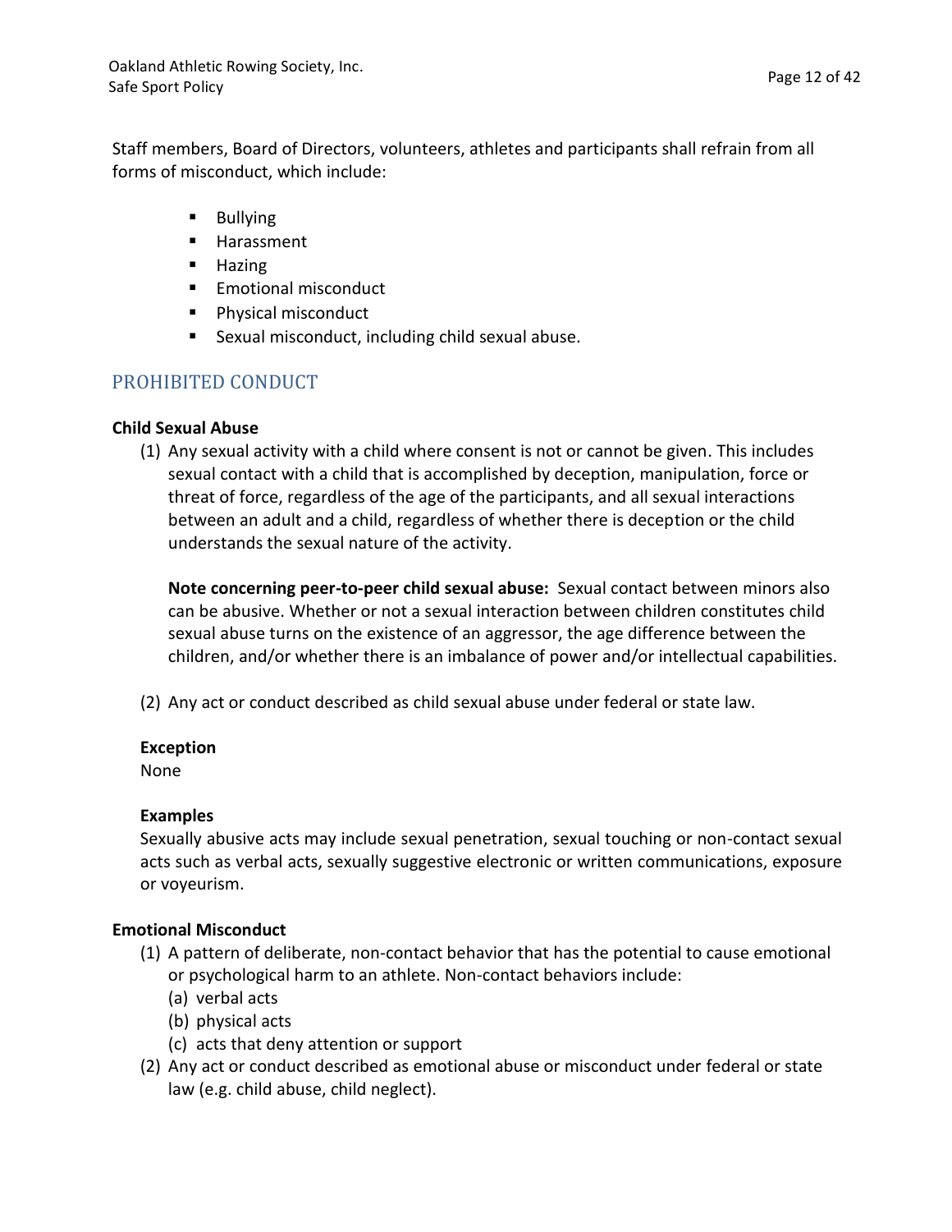Staff members, Board of Directors, volunteers, athletes and participants shall refrain from all forms of misconduct, which include:

- Bullying
- Harassment
- Hazing
- Emotional misconduct
- Physical misconduct
- Sexual misconduct, including child sexual abuse.

## PROHIBITED CONDUCT

**Child Sexual Abuse**

(1) Any sexual activity with a child where consent is not or cannot be given. This includes sexual contact with a child that is accomplished by deception, manipulation, force or threat of force, regardless of the age of the participants, and all sexual interactions between an adult and a child, regardless of whether there is deception or the child understands the sexual nature of the activity.

**Note concerning peer-to-peer child sexual abuse:** Sexual contact between minors also can be abusive. Whether or not a sexual interaction between children constitutes child sexual abuse turns on the existence of an aggressor, the age difference between the children, and/or whether there is an imbalance of power and/or intellectual capabilities.

(2) Any act or conduct described as child sexual abuse under federal or state law.

**Exception**

None

**Examples**

Sexually abusive acts may include sexual penetration, sexual touching or non-contact sexual acts such as verbal acts, sexually suggestive electronic or written communications, exposure or voyeurism.

**Emotional Misconduct**

(1) A pattern of deliberate, non-contact behavior that has the potential to cause emotional or psychological harm to an athlete. Non-contact behaviors include:
   (a) verbal acts
   (b) physical acts
   (c) acts that deny attention or support
(2) Any act or conduct described as emotional abuse or misconduct under federal or state law (e.g. child abuse, child neglect).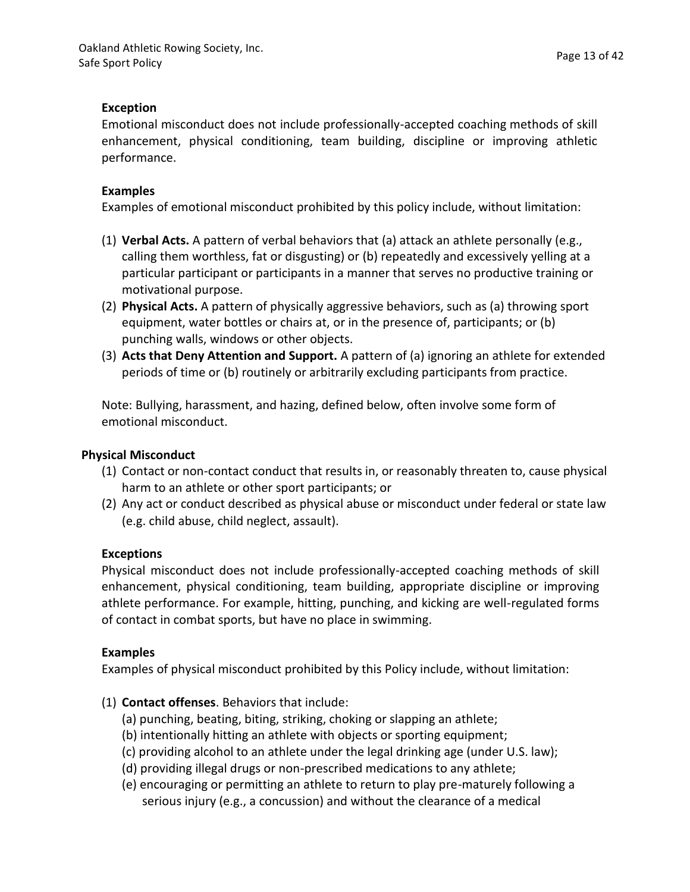**Exception**

Emotional misconduct does not include professionally-accepted coaching methods of skill enhancement, physical conditioning, team building, discipline or improving athletic performance.

**Examples**

Examples of emotional misconduct prohibited by this policy include, without limitation:

(1) **Verbal Acts.** A pattern of verbal behaviors that (a) attack an athlete personally (e.g., calling them worthless, fat or disgusting) or (b) repeatedly and excessively yelling at a particular participant or participants in a manner that serves no productive training or motivational purpose.
(2) **Physical Acts.** A pattern of physically aggressive behaviors, such as (a) throwing sport equipment, water bottles or chairs at, or in the presence of, participants; or (b) punching walls, windows or other objects.
(3) **Acts that Deny Attention and Support.** A pattern of (a) ignoring an athlete for extended periods of time or (b) routinely or arbitrarily excluding participants from practice.

Note: Bullying, harassment, and hazing, defined below, often involve some form of emotional misconduct.

**Physical Misconduct**

(1) Contact or non-contact conduct that results in, or reasonably threaten to, cause physical harm to an athlete or other sport participants; or
(2) Any act or conduct described as physical abuse or misconduct under federal or state law (e.g. child abuse, child neglect, assault).

**Exceptions**

Physical misconduct does not include professionally-accepted coaching methods of skill enhancement, physical conditioning, team building, appropriate discipline or improving athlete performance. For example, hitting, punching, and kicking are well-regulated forms of contact in combat sports, but have no place in swimming.

**Examples**

Examples of physical misconduct prohibited by this Policy include, without limitation:

(1) **Contact offenses**. Behaviors that include:
    (a) punching, beating, biting, striking, choking or slapping an athlete;
    (b) intentionally hitting an athlete with objects or sporting equipment;
    (c) providing alcohol to an athlete under the legal drinking age (under U.S. law);
    (d) providing illegal drugs or non-prescribed medications to any athlete;
    (e) encouraging or permitting an athlete to return to play pre-maturely following a serious injury (e.g., a concussion) and without the clearance of a medical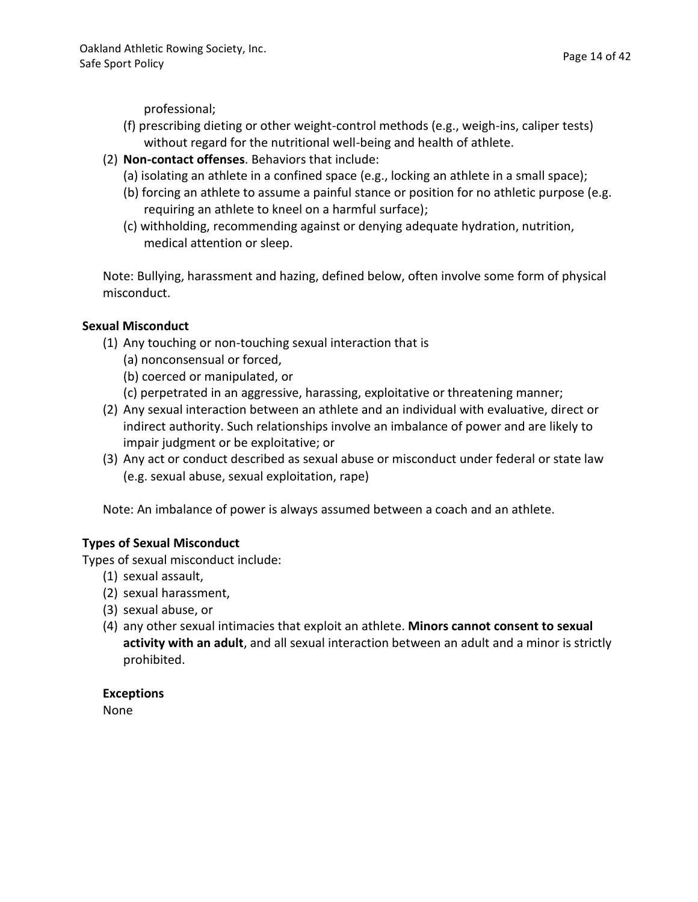professional;

(f) prescribing dieting or other weight-control methods (e.g., weigh-ins, caliper tests) without regard for the nutritional well-being and health of athlete.

(2) **Non-contact offenses**. Behaviors that include:
   (a) isolating an athlete in a confined space (e.g., locking an athlete in a small space);
   (b) forcing an athlete to assume a painful stance or position for no athletic purpose (e.g. requiring an athlete to kneel on a harmful surface);
   (c) withholding, recommending against or denying adequate hydration, nutrition, medical attention or sleep.

Note: Bullying, harassment and hazing, defined below, often involve some form of physical misconduct.

**Sexual Misconduct**

(1) Any touching or non-touching sexual interaction that is
   (a) nonconsensual or forced,
   (b) coerced or manipulated, or
   (c) perpetrated in an aggressive, harassing, exploitative or threatening manner;
(2) Any sexual interaction between an athlete and an individual with evaluative, direct or indirect authority. Such relationships involve an imbalance of power and are likely to impair judgment or be exploitative; or
(3) Any act or conduct described as sexual abuse or misconduct under federal or state law (e.g. sexual abuse, sexual exploitation, rape)

Note: An imbalance of power is always assumed between a coach and an athlete.

**Types of Sexual Misconduct**

Types of sexual misconduct include:

(1) sexual assault,
(2) sexual harassment,
(3) sexual abuse, or
(4) any other sexual intimacies that exploit an athlete. **Minors cannot consent to sexual activity with an adult**, and all sexual interaction between an adult and a minor is strictly prohibited.

**Exceptions**

None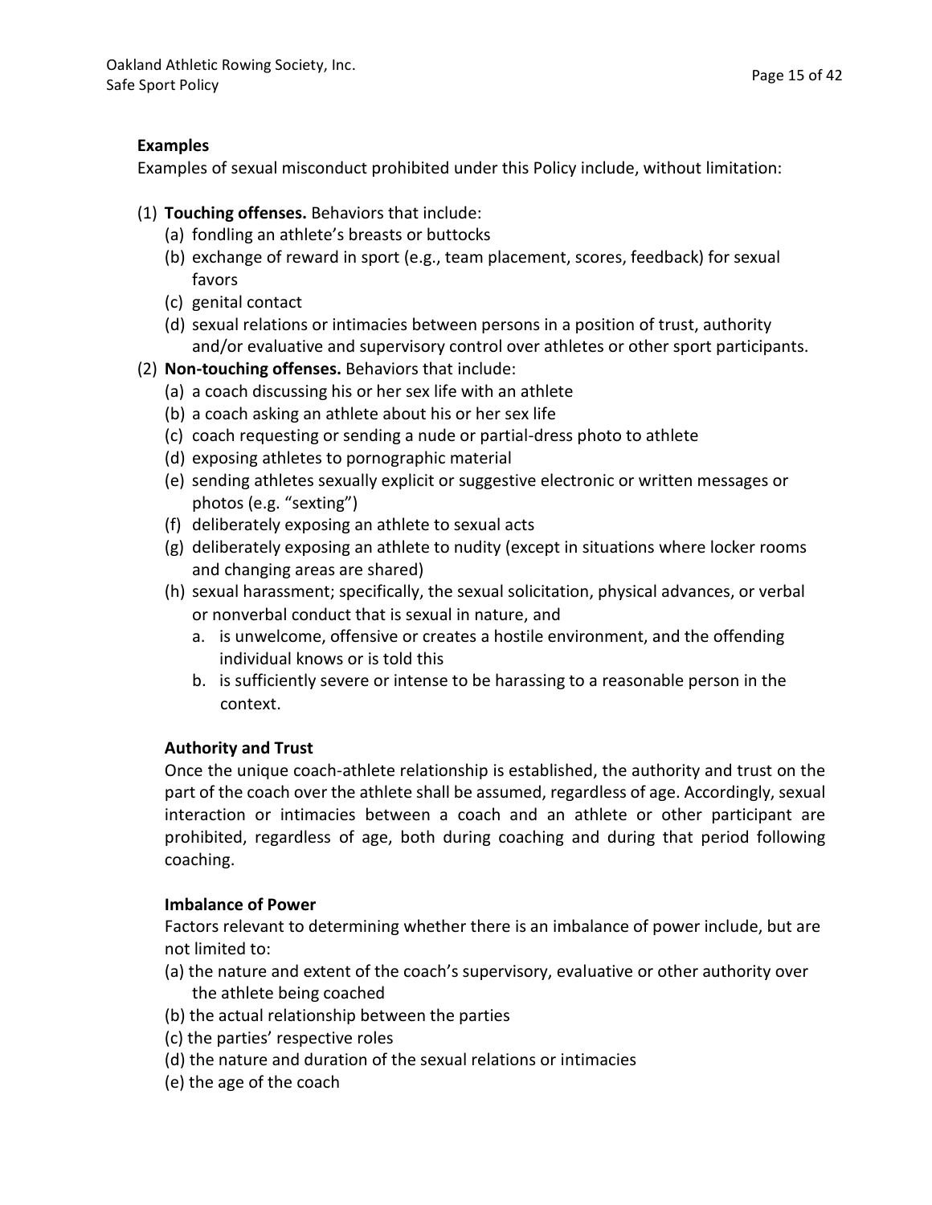**Examples**

Examples of sexual misconduct prohibited under this Policy include, without limitation:

(1) **Touching offenses.** Behaviors that include:
  - (a) fondling an athlete's breasts or buttocks
  - (b) exchange of reward in sport (e.g., team placement, scores, feedback) for sexual favors
  - (c) genital contact
  - (d) sexual relations or intimacies between persons in a position of trust, authority and/or evaluative and supervisory control over athletes or other sport participants.

(2) **Non-touching offenses.** Behaviors that include:
  - (a) a coach discussing his or her sex life with an athlete
  - (b) a coach asking an athlete about his or her sex life
  - (c) coach requesting or sending a nude or partial-dress photo to athlete
  - (d) exposing athletes to pornographic material
  - (e) sending athletes sexually explicit or suggestive electronic or written messages or photos (e.g. "sexting")
  - (f) deliberately exposing an athlete to sexual acts
  - (g) deliberately exposing an athlete to nudity (except in situations where locker rooms and changing areas are shared)
  - (h) sexual harassment; specifically, the sexual solicitation, physical advances, or verbal or nonverbal conduct that is sexual in nature, and
    - a. is unwelcome, offensive or creates a hostile environment, and the offending individual knows or is told this
    - b. is sufficiently severe or intense to be harassing to a reasonable person in the context.

**Authority and Trust**

Once the unique coach-athlete relationship is established, the authority and trust on the part of the coach over the athlete shall be assumed, regardless of age. Accordingly, sexual interaction or intimacies between a coach and an athlete or other participant are prohibited, regardless of age, both during coaching and during that period following coaching.

**Imbalance of Power**

Factors relevant to determining whether there is an imbalance of power include, but are not limited to:

(a) the nature and extent of the coach's supervisory, evaluative or other authority over the athlete being coached
(b) the actual relationship between the parties
(c) the parties' respective roles
(d) the nature and duration of the sexual relations or intimacies
(e) the age of the coach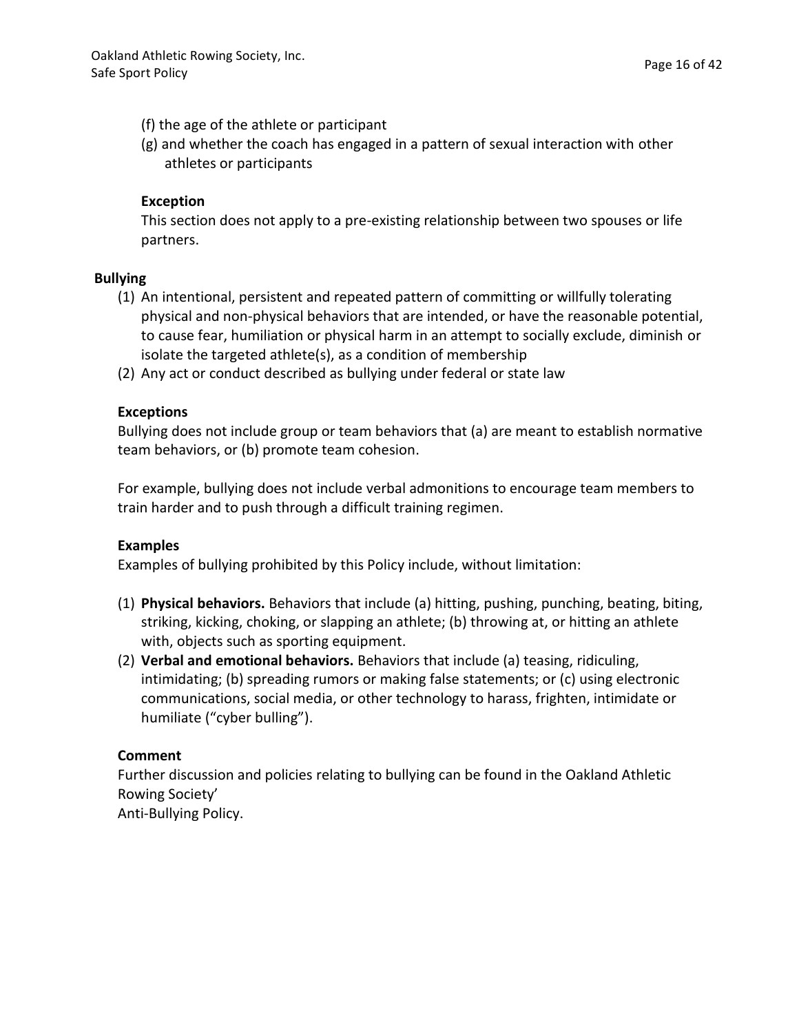(f) the age of the athlete or participant

(g) and whether the coach has engaged in a pattern of sexual interaction with other athletes or participants

**Exception**

This section does not apply to a pre-existing relationship between two spouses or life partners.

**Bullying**

(1) An intentional, persistent and repeated pattern of committing or willfully tolerating physical and non-physical behaviors that are intended, or have the reasonable potential, to cause fear, humiliation or physical harm in an attempt to socially exclude, diminish or isolate the targeted athlete(s), as a condition of membership

(2) Any act or conduct described as bullying under federal or state law

**Exceptions**

Bullying does not include group or team behaviors that (a) are meant to establish normative team behaviors, or (b) promote team cohesion.

For example, bullying does not include verbal admonitions to encourage team members to train harder and to push through a difficult training regimen.

**Examples**

Examples of bullying prohibited by this Policy include, without limitation:

(1) **Physical behaviors.** Behaviors that include (a) hitting, pushing, punching, beating, biting, striking, kicking, choking, or slapping an athlete; (b) throwing at, or hitting an athlete with, objects such as sporting equipment.

(2) **Verbal and emotional behaviors.** Behaviors that include (a) teasing, ridiculing, intimidating; (b) spreading rumors or making false statements; or (c) using electronic communications, social media, or other technology to harass, frighten, intimidate or humiliate ("cyber bulling").

**Comment**

Further discussion and policies relating to bullying can be found in the Oakland Athletic Rowing Society'
Anti-Bullying Policy.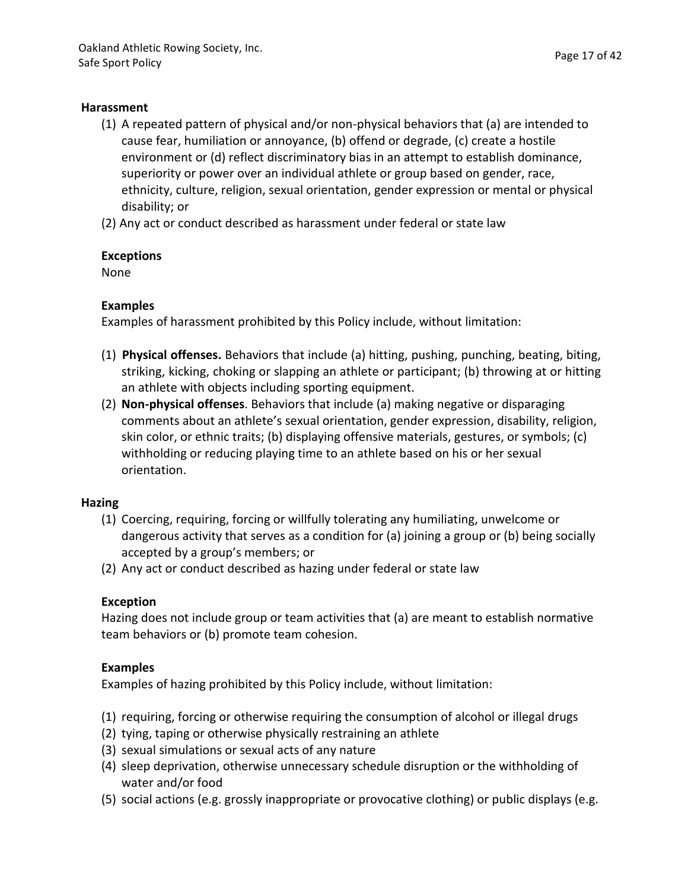**Harassment**

(1) A repeated pattern of physical and/or non-physical behaviors that (a) are intended to cause fear, humiliation or annoyance, (b) offend or degrade, (c) create a hostile environment or (d) reflect discriminatory bias in an attempt to establish dominance, superiority or power over an individual athlete or group based on gender, race, ethnicity, culture, religion, sexual orientation, gender expression or mental or physical disability; or

(2) Any act or conduct described as harassment under federal or state law

**Exceptions**

None

**Examples**

Examples of harassment prohibited by this Policy include, without limitation:

(1) **Physical offenses.** Behaviors that include (a) hitting, pushing, punching, beating, biting, striking, kicking, choking or slapping an athlete or participant; (b) throwing at or hitting an athlete with objects including sporting equipment.

(2) **Non-physical offenses**. Behaviors that include (a) making negative or disparaging comments about an athlete's sexual orientation, gender expression, disability, religion, skin color, or ethnic traits; (b) displaying offensive materials, gestures, or symbols; (c) withholding or reducing playing time to an athlete based on his or her sexual orientation.

**Hazing**

(1) Coercing, requiring, forcing or willfully tolerating any humiliating, unwelcome or dangerous activity that serves as a condition for (a) joining a group or (b) being socially accepted by a group's members; or

(2) Any act or conduct described as hazing under federal or state law

**Exception**

Hazing does not include group or team activities that (a) are meant to establish normative team behaviors or (b) promote team cohesion.

**Examples**

Examples of hazing prohibited by this Policy include, without limitation:

(1) requiring, forcing or otherwise requiring the consumption of alcohol or illegal drugs

(2) tying, taping or otherwise physically restraining an athlete

(3) sexual simulations or sexual acts of any nature

(4) sleep deprivation, otherwise unnecessary schedule disruption or the withholding of water and/or food

(5) social actions (e.g. grossly inappropriate or provocative clothing) or public displays (e.g.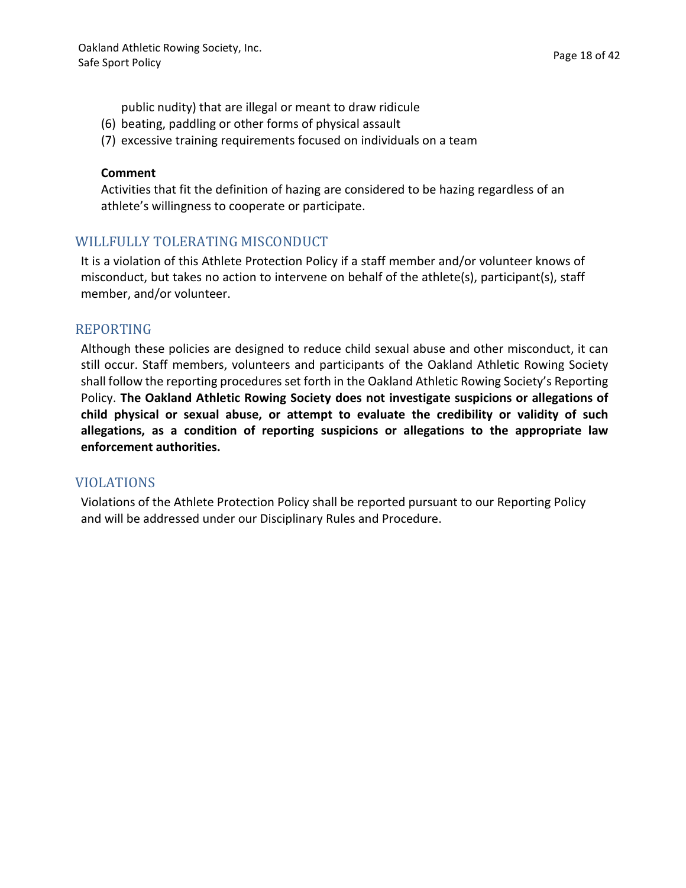public nudity) that are illegal or meant to draw ridicule

(6) beating, paddling or other forms of physical assault

(7) excessive training requirements focused on individuals on a team

**Comment**

Activities that fit the definition of hazing are considered to be hazing regardless of an athlete's willingness to cooperate or participate.

## WILLFULLY TOLERATING MISCONDUCT

It is a violation of this Athlete Protection Policy if a staff member and/or volunteer knows of misconduct, but takes no action to intervene on behalf of the athlete(s), participant(s), staff member, and/or volunteer.

## REPORTING

Although these policies are designed to reduce child sexual abuse and other misconduct, it can still occur. Staff members, volunteers and participants of the Oakland Athletic Rowing Society shall follow the reporting procedures set forth in the Oakland Athletic Rowing Society's Reporting Policy. **The Oakland Athletic Rowing Society does not investigate suspicions or allegations of child physical or sexual abuse, or attempt to evaluate the credibility or validity of such allegations, as a condition of reporting suspicions or allegations to the appropriate law enforcement authorities.**

## VIOLATIONS

Violations of the Athlete Protection Policy shall be reported pursuant to our Reporting Policy and will be addressed under our Disciplinary Rules and Procedure.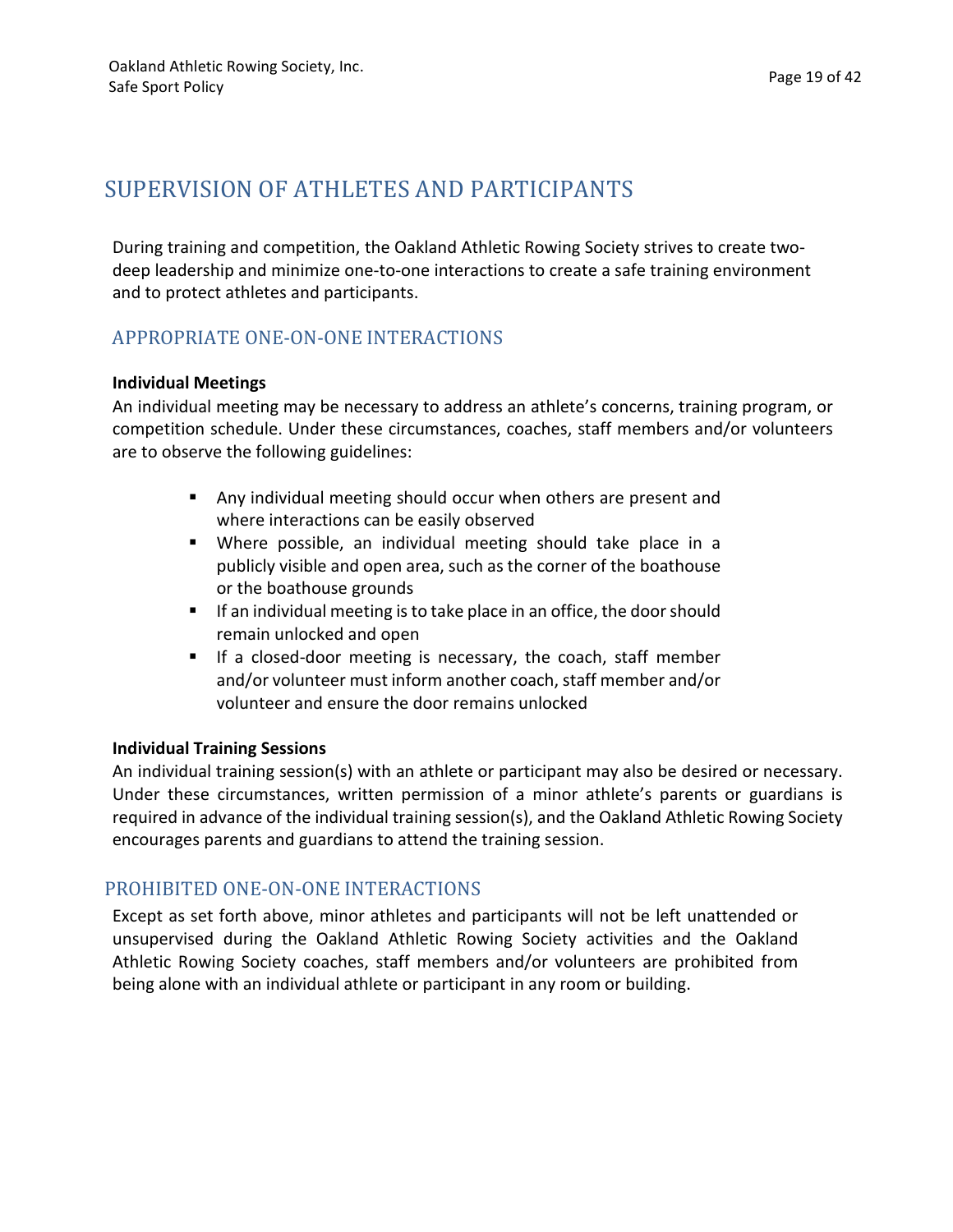# SUPERVISION OF ATHLETES AND PARTICIPANTS

During training and competition, the Oakland Athletic Rowing Society strives to create two-deep leadership and minimize one-to-one interactions to create a safe training environment and to protect athletes and participants.

## APPROPRIATE ONE-ON-ONE INTERACTIONS

**Individual Meetings**

An individual meeting may be necessary to address an athlete's concerns, training program, or competition schedule. Under these circumstances, coaches, staff members and/or volunteers are to observe the following guidelines:

- Any individual meeting should occur when others are present and where interactions can be easily observed
- Where possible, an individual meeting should take place in a publicly visible and open area, such as the corner of the boathouse or the boathouse grounds
- If an individual meeting is to take place in an office, the door should remain unlocked and open
- If a closed-door meeting is necessary, the coach, staff member and/or volunteer must inform another coach, staff member and/or volunteer and ensure the door remains unlocked

**Individual Training Sessions**

An individual training session(s) with an athlete or participant may also be desired or necessary. Under these circumstances, written permission of a minor athlete's parents or guardians is required in advance of the individual training session(s), and the Oakland Athletic Rowing Society encourages parents and guardians to attend the training session.

## PROHIBITED ONE-ON-ONE INTERACTIONS

Except as set forth above, minor athletes and participants will not be left unattended or unsupervised during the Oakland Athletic Rowing Society activities and the Oakland Athletic Rowing Society coaches, staff members and/or volunteers are prohibited from being alone with an individual athlete or participant in any room or building.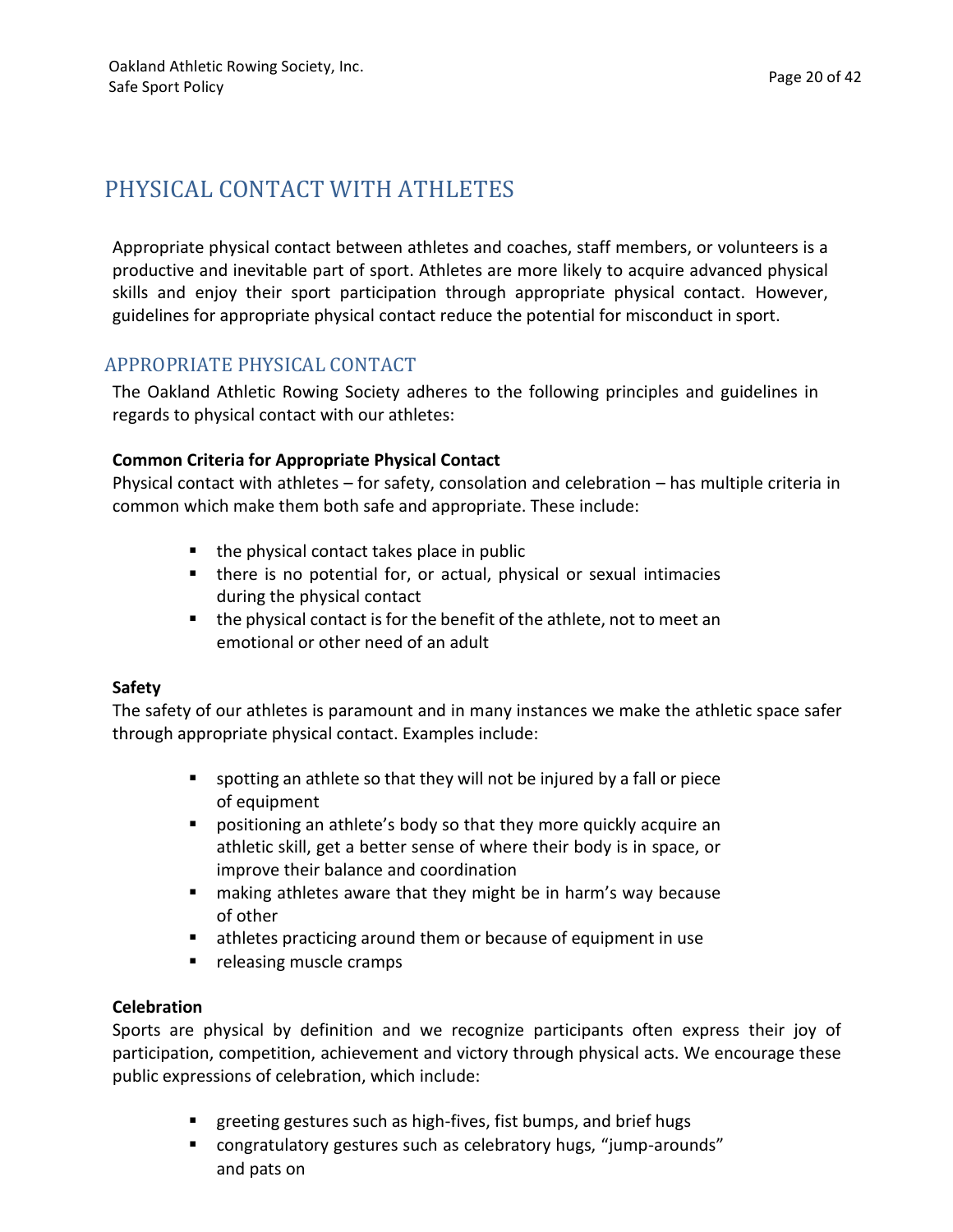# PHYSICAL CONTACT WITH ATHLETES

Appropriate physical contact between athletes and coaches, staff members, or volunteers is a productive and inevitable part of sport. Athletes are more likely to acquire advanced physical skills and enjoy their sport participation through appropriate physical contact. However, guidelines for appropriate physical contact reduce the potential for misconduct in sport.

## APPROPRIATE PHYSICAL CONTACT

The Oakland Athletic Rowing Society adheres to the following principles and guidelines in regards to physical contact with our athletes:

**Common Criteria for Appropriate Physical Contact**

Physical contact with athletes – for safety, consolation and celebration – has multiple criteria in common which make them both safe and appropriate. These include:

- the physical contact takes place in public
- there is no potential for, or actual, physical or sexual intimacies during the physical contact
- the physical contact is for the benefit of the athlete, not to meet an emotional or other need of an adult

**Safety**

The safety of our athletes is paramount and in many instances we make the athletic space safer through appropriate physical contact. Examples include:

- spotting an athlete so that they will not be injured by a fall or piece of equipment
- positioning an athlete's body so that they more quickly acquire an athletic skill, get a better sense of where their body is in space, or improve their balance and coordination
- making athletes aware that they might be in harm's way because of other
- athletes practicing around them or because of equipment in use
- releasing muscle cramps

**Celebration**

Sports are physical by definition and we recognize participants often express their joy of participation, competition, achievement and victory through physical acts. We encourage these public expressions of celebration, which include:

- greeting gestures such as high-fives, fist bumps, and brief hugs
- congratulatory gestures such as celebratory hugs, "jump-arounds" and pats on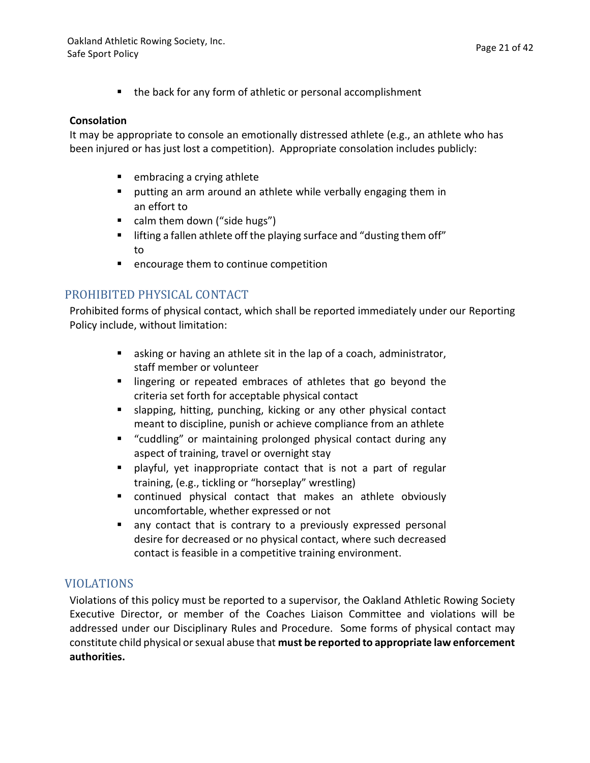- the back for any form of athletic or personal accomplishment

**Consolation**

It may be appropriate to console an emotionally distressed athlete (e.g., an athlete who has been injured or has just lost a competition). Appropriate consolation includes publicly:

- embracing a crying athlete
- putting an arm around an athlete while verbally engaging them in an effort to
- calm them down ("side hugs")
- lifting a fallen athlete off the playing surface and "dusting them off" to
- encourage them to continue competition

## PROHIBITED PHYSICAL CONTACT

Prohibited forms of physical contact, which shall be reported immediately under our Reporting Policy include, without limitation:

- asking or having an athlete sit in the lap of a coach, administrator, staff member or volunteer
- lingering or repeated embraces of athletes that go beyond the criteria set forth for acceptable physical contact
- slapping, hitting, punching, kicking or any other physical contact meant to discipline, punish or achieve compliance from an athlete
- "cuddling" or maintaining prolonged physical contact during any aspect of training, travel or overnight stay
- playful, yet inappropriate contact that is not a part of regular training, (e.g., tickling or "horseplay" wrestling)
- continued physical contact that makes an athlete obviously uncomfortable, whether expressed or not
- any contact that is contrary to a previously expressed personal desire for decreased or no physical contact, where such decreased contact is feasible in a competitive training environment.

## VIOLATIONS

Violations of this policy must be reported to a supervisor, the Oakland Athletic Rowing Society Executive Director, or member of the Coaches Liaison Committee and violations will be addressed under our Disciplinary Rules and Procedure. Some forms of physical contact may constitute child physical or sexual abuse that **must be reported to appropriate law enforcement authorities.**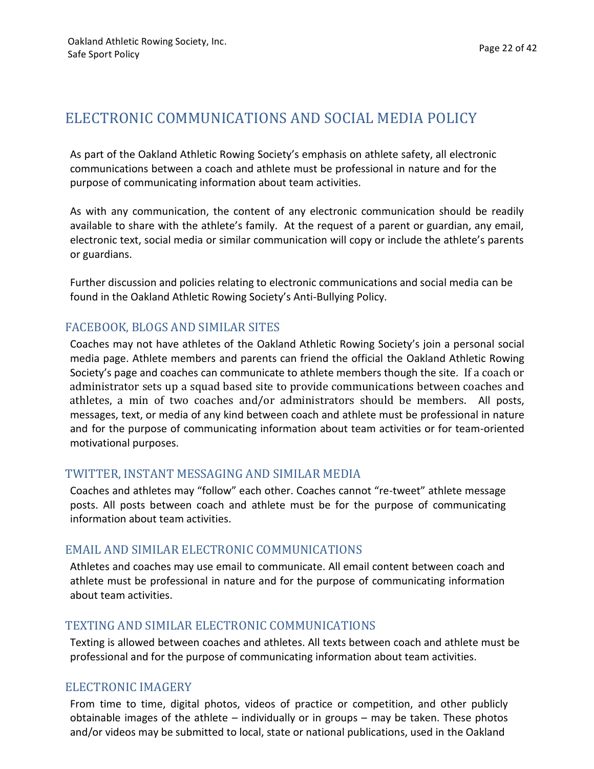# ELECTRONIC COMMUNICATIONS AND SOCIAL MEDIA POLICY

As part of the Oakland Athletic Rowing Society's emphasis on athlete safety, all electronic communications between a coach and athlete must be professional in nature and for the purpose of communicating information about team activities.

As with any communication, the content of any electronic communication should be readily available to share with the athlete's family. At the request of a parent or guardian, any email, electronic text, social media or similar communication will copy or include the athlete's parents or guardians.

Further discussion and policies relating to electronic communications and social media can be found in the Oakland Athletic Rowing Society's Anti-Bullying Policy.

## FACEBOOK, BLOGS AND SIMILAR SITES

Coaches may not have athletes of the Oakland Athletic Rowing Society's join a personal social media page. Athlete members and parents can friend the official the Oakland Athletic Rowing Society's page and coaches can communicate to athlete members though the site. If a coach or administrator sets up a squad based site to provide communications between coaches and athletes, a min of two coaches and/or administrators should be members. All posts, messages, text, or media of any kind between coach and athlete must be professional in nature and for the purpose of communicating information about team activities or for team-oriented motivational purposes.

## TWITTER, INSTANT MESSAGING AND SIMILAR MEDIA

Coaches and athletes may "follow" each other. Coaches cannot "re-tweet" athlete message posts. All posts between coach and athlete must be for the purpose of communicating information about team activities.

## EMAIL AND SIMILAR ELECTRONIC COMMUNICATIONS

Athletes and coaches may use email to communicate. All email content between coach and athlete must be professional in nature and for the purpose of communicating information about team activities.

## TEXTING AND SIMILAR ELECTRONIC COMMUNICATIONS

Texting is allowed between coaches and athletes. All texts between coach and athlete must be professional and for the purpose of communicating information about team activities.

## ELECTRONIC IMAGERY

From time to time, digital photos, videos of practice or competition, and other publicly obtainable images of the athlete – individually or in groups – may be taken. These photos and/or videos may be submitted to local, state or national publications, used in the Oakland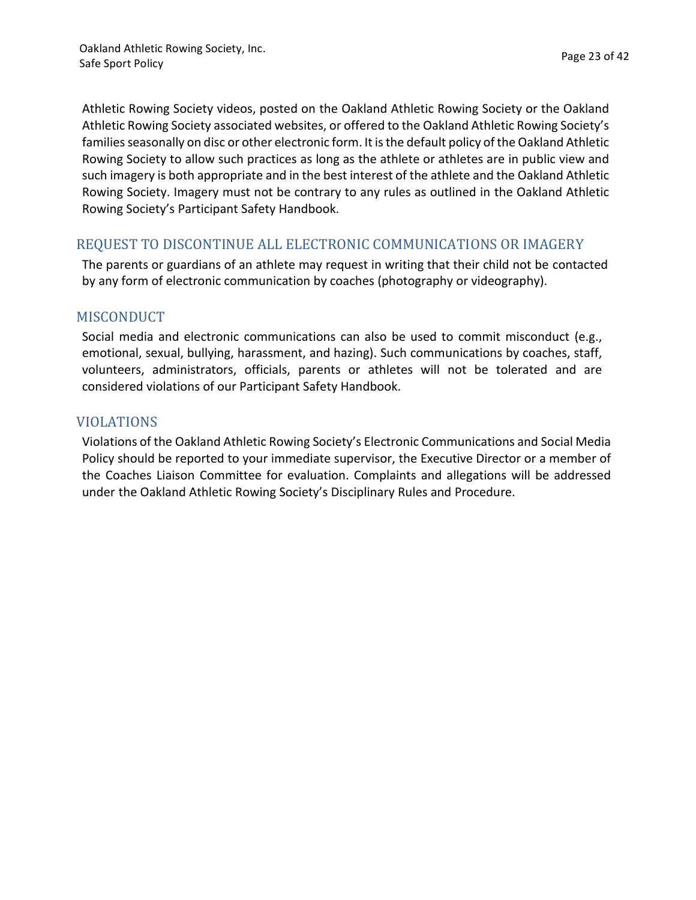Athletic Rowing Society videos, posted on the Oakland Athletic Rowing Society or the Oakland Athletic Rowing Society associated websites, or offered to the Oakland Athletic Rowing Society's families seasonally on disc or other electronic form. It is the default policy of the Oakland Athletic Rowing Society to allow such practices as long as the athlete or athletes are in public view and such imagery is both appropriate and in the best interest of the athlete and the Oakland Athletic Rowing Society. Imagery must not be contrary to any rules as outlined in the Oakland Athletic Rowing Society's Participant Safety Handbook.

## REQUEST TO DISCONTINUE ALL ELECTRONIC COMMUNICATIONS OR IMAGERY

The parents or guardians of an athlete may request in writing that their child not be contacted by any form of electronic communication by coaches (photography or videography).

## MISCONDUCT

Social media and electronic communications can also be used to commit misconduct (e.g., emotional, sexual, bullying, harassment, and hazing). Such communications by coaches, staff, volunteers, administrators, officials, parents or athletes will not be tolerated and are considered violations of our Participant Safety Handbook.

## VIOLATIONS

Violations of the Oakland Athletic Rowing Society's Electronic Communications and Social Media Policy should be reported to your immediate supervisor, the Executive Director or a member of the Coaches Liaison Committee for evaluation. Complaints and allegations will be addressed under the Oakland Athletic Rowing Society's Disciplinary Rules and Procedure.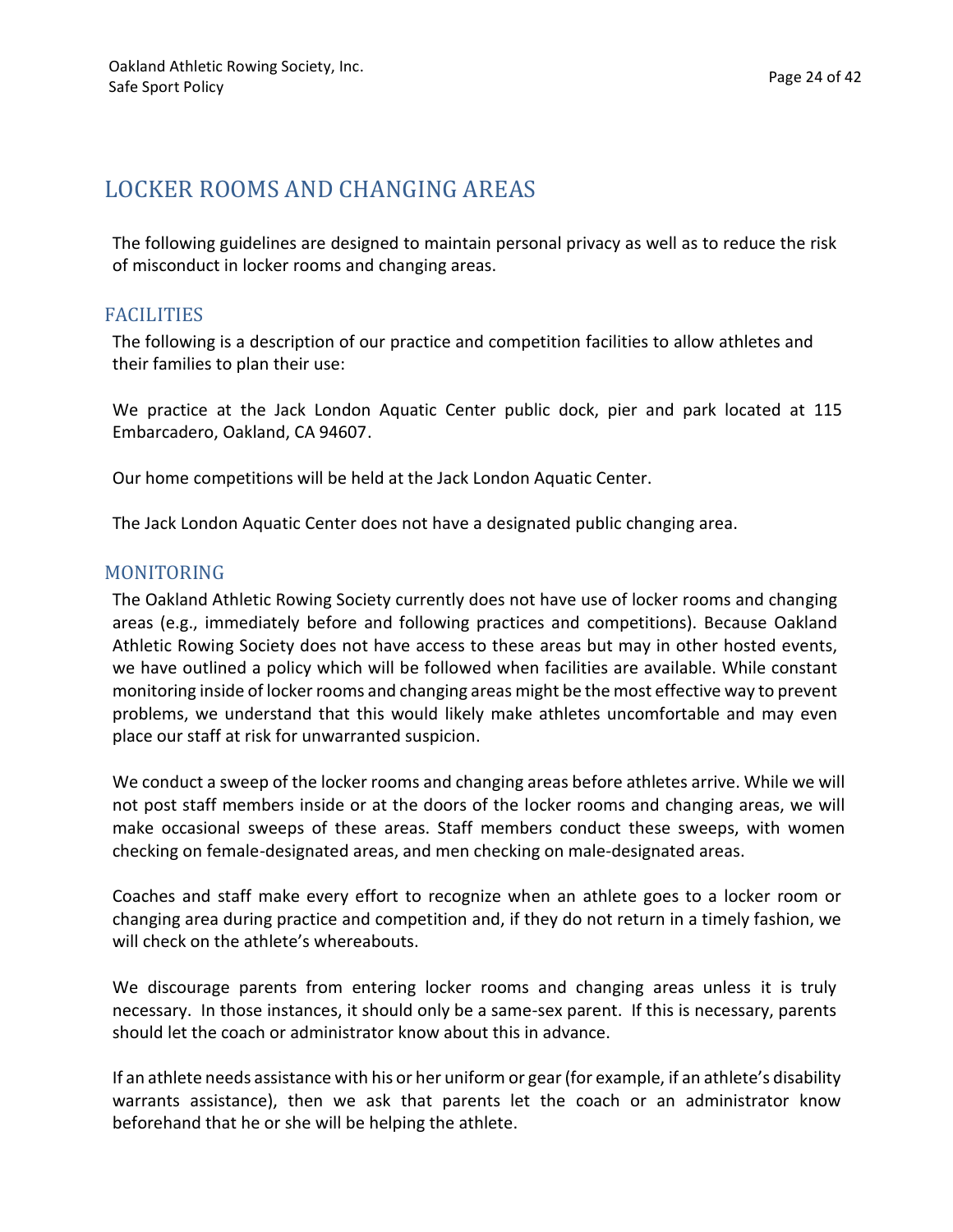# LOCKER ROOMS AND CHANGING AREAS

The following guidelines are designed to maintain personal privacy as well as to reduce the risk of misconduct in locker rooms and changing areas.

## FACILITIES

The following is a description of our practice and competition facilities to allow athletes and their families to plan their use:

We practice at the Jack London Aquatic Center public dock, pier and park located at 115 Embarcadero, Oakland, CA 94607.

Our home competitions will be held at the Jack London Aquatic Center.

The Jack London Aquatic Center does not have a designated public changing area.

## MONITORING

The Oakland Athletic Rowing Society currently does not have use of locker rooms and changing areas (e.g., immediately before and following practices and competitions). Because Oakland Athletic Rowing Society does not have access to these areas but may in other hosted events, we have outlined a policy which will be followed when facilities are available. While constant monitoring inside of locker rooms and changing areas might be the most effective way to prevent problems, we understand that this would likely make athletes uncomfortable and may even place our staff at risk for unwarranted suspicion.

We conduct a sweep of the locker rooms and changing areas before athletes arrive. While we will not post staff members inside or at the doors of the locker rooms and changing areas, we will make occasional sweeps of these areas. Staff members conduct these sweeps, with women checking on female-designated areas, and men checking on male-designated areas.

Coaches and staff make every effort to recognize when an athlete goes to a locker room or changing area during practice and competition and, if they do not return in a timely fashion, we will check on the athlete's whereabouts.

We discourage parents from entering locker rooms and changing areas unless it is truly necessary. In those instances, it should only be a same-sex parent. If this is necessary, parents should let the coach or administrator know about this in advance.

If an athlete needs assistance with his or her uniform or gear (for example, if an athlete's disability warrants assistance), then we ask that parents let the coach or an administrator know beforehand that he or she will be helping the athlete.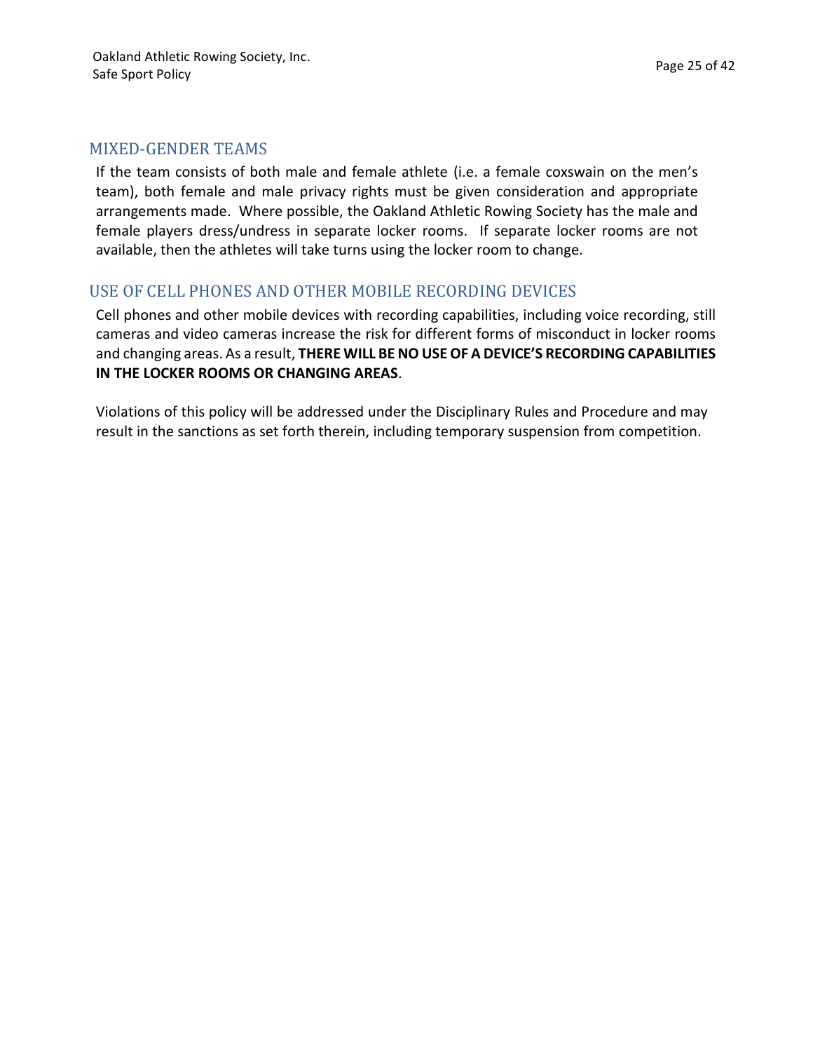## MIXED-GENDER TEAMS

If the team consists of both male and female athlete (i.e. a female coxswain on the men's team), both female and male privacy rights must be given consideration and appropriate arrangements made. Where possible, the Oakland Athletic Rowing Society has the male and female players dress/undress in separate locker rooms. If separate locker rooms are not available, then the athletes will take turns using the locker room to change.

## USE OF CELL PHONES AND OTHER MOBILE RECORDING DEVICES

Cell phones and other mobile devices with recording capabilities, including voice recording, still cameras and video cameras increase the risk for different forms of misconduct in locker rooms and changing areas. As a result, **THERE WILL BE NO USE OF A DEVICE'S RECORDING CAPABILITIES IN THE LOCKER ROOMS OR CHANGING AREAS**.

Violations of this policy will be addressed under the Disciplinary Rules and Procedure and may result in the sanctions as set forth therein, including temporary suspension from competition.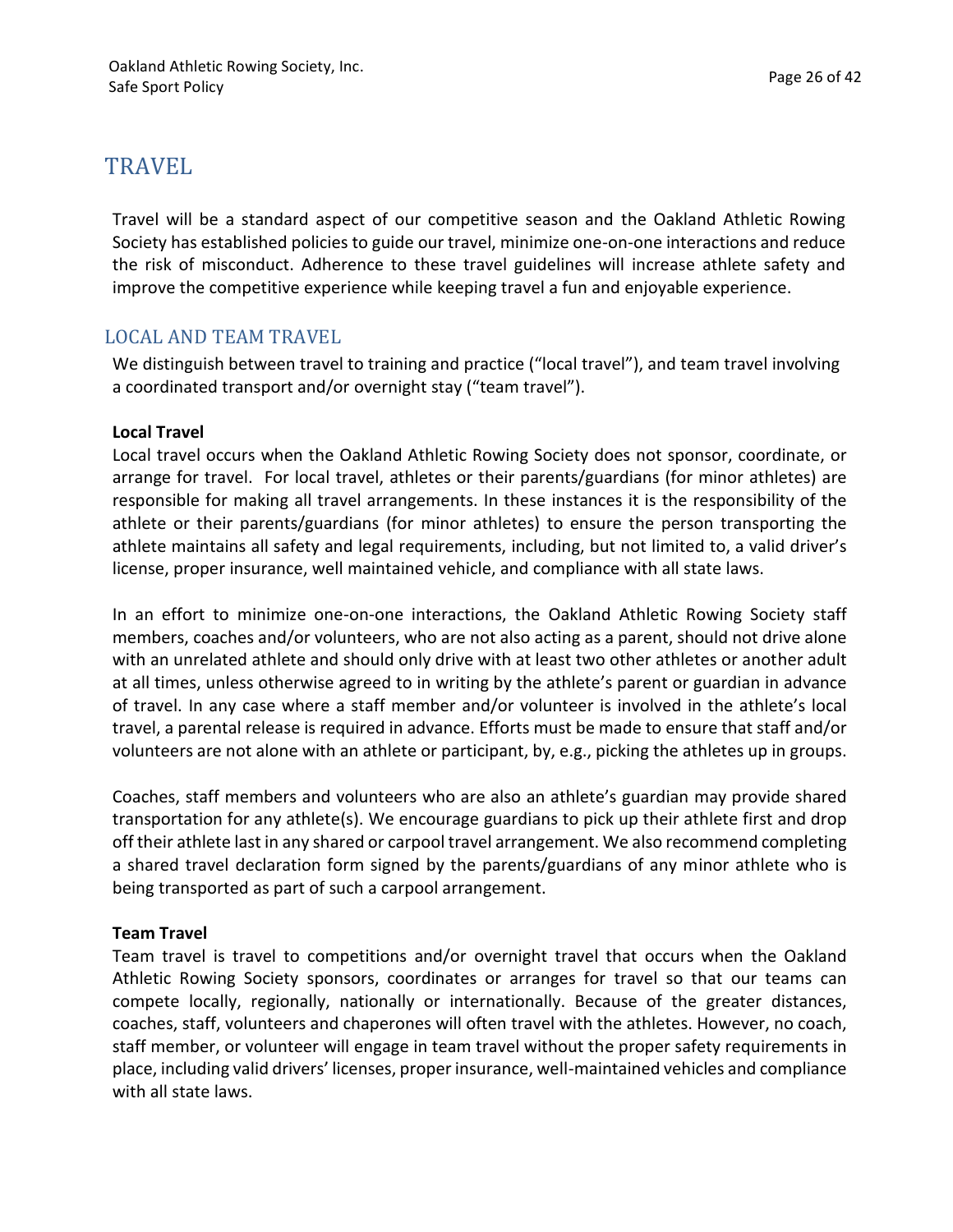# TRAVEL

Travel will be a standard aspect of our competitive season and the Oakland Athletic Rowing Society has established policies to guide our travel, minimize one-on-one interactions and reduce the risk of misconduct. Adherence to these travel guidelines will increase athlete safety and improve the competitive experience while keeping travel a fun and enjoyable experience.

## LOCAL AND TEAM TRAVEL

We distinguish between travel to training and practice ("local travel"), and team travel involving a coordinated transport and/or overnight stay ("team travel").

**Local Travel**

Local travel occurs when the Oakland Athletic Rowing Society does not sponsor, coordinate, or arrange for travel. For local travel, athletes or their parents/guardians (for minor athletes) are responsible for making all travel arrangements. In these instances it is the responsibility of the athlete or their parents/guardians (for minor athletes) to ensure the person transporting the athlete maintains all safety and legal requirements, including, but not limited to, a valid driver's license, proper insurance, well maintained vehicle, and compliance with all state laws.

In an effort to minimize one-on-one interactions, the Oakland Athletic Rowing Society staff members, coaches and/or volunteers, who are not also acting as a parent, should not drive alone with an unrelated athlete and should only drive with at least two other athletes or another adult at all times, unless otherwise agreed to in writing by the athlete's parent or guardian in advance of travel. In any case where a staff member and/or volunteer is involved in the athlete's local travel, a parental release is required in advance. Efforts must be made to ensure that staff and/or volunteers are not alone with an athlete or participant, by, e.g., picking the athletes up in groups.

Coaches, staff members and volunteers who are also an athlete's guardian may provide shared transportation for any athlete(s). We encourage guardians to pick up their athlete first and drop off their athlete last in any shared or carpool travel arrangement. We also recommend completing a shared travel declaration form signed by the parents/guardians of any minor athlete who is being transported as part of such a carpool arrangement.

**Team Travel**

Team travel is travel to competitions and/or overnight travel that occurs when the Oakland Athletic Rowing Society sponsors, coordinates or arranges for travel so that our teams can compete locally, regionally, nationally or internationally. Because of the greater distances, coaches, staff, volunteers and chaperones will often travel with the athletes. However, no coach, staff member, or volunteer will engage in team travel without the proper safety requirements in place, including valid drivers' licenses, proper insurance, well-maintained vehicles and compliance with all state laws.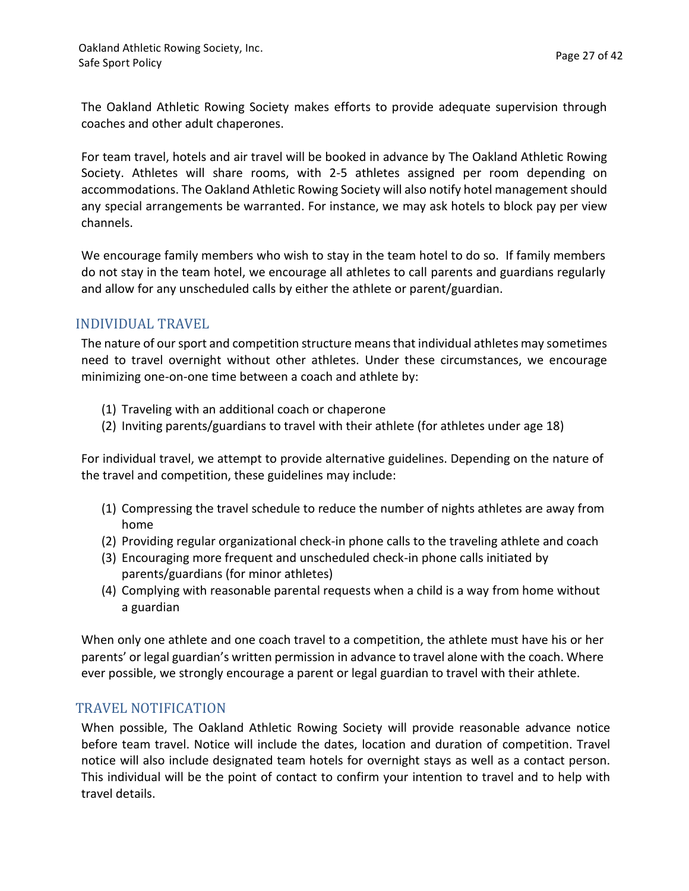The Oakland Athletic Rowing Society makes efforts to provide adequate supervision through coaches and other adult chaperones.

For team travel, hotels and air travel will be booked in advance by The Oakland Athletic Rowing Society. Athletes will share rooms, with 2-5 athletes assigned per room depending on accommodations. The Oakland Athletic Rowing Society will also notify hotel management should any special arrangements be warranted. For instance, we may ask hotels to block pay per view channels.

We encourage family members who wish to stay in the team hotel to do so. If family members do not stay in the team hotel, we encourage all athletes to call parents and guardians regularly and allow for any unscheduled calls by either the athlete or parent/guardian.

## INDIVIDUAL TRAVEL

The nature of our sport and competition structure means that individual athletes may sometimes need to travel overnight without other athletes. Under these circumstances, we encourage minimizing one-on-one time between a coach and athlete by:

(1) Traveling with an additional coach or chaperone
(2) Inviting parents/guardians to travel with their athlete (for athletes under age 18)

For individual travel, we attempt to provide alternative guidelines. Depending on the nature of the travel and competition, these guidelines may include:

(1) Compressing the travel schedule to reduce the number of nights athletes are away from home
(2) Providing regular organizational check-in phone calls to the traveling athlete and coach
(3) Encouraging more frequent and unscheduled check-in phone calls initiated by parents/guardians (for minor athletes)
(4) Complying with reasonable parental requests when a child is a way from home without a guardian

When only one athlete and one coach travel to a competition, the athlete must have his or her parents' or legal guardian's written permission in advance to travel alone with the coach. Where ever possible, we strongly encourage a parent or legal guardian to travel with their athlete.

## TRAVEL NOTIFICATION

When possible, The Oakland Athletic Rowing Society will provide reasonable advance notice before team travel. Notice will include the dates, location and duration of competition. Travel notice will also include designated team hotels for overnight stays as well as a contact person. This individual will be the point of contact to confirm your intention to travel and to help with travel details.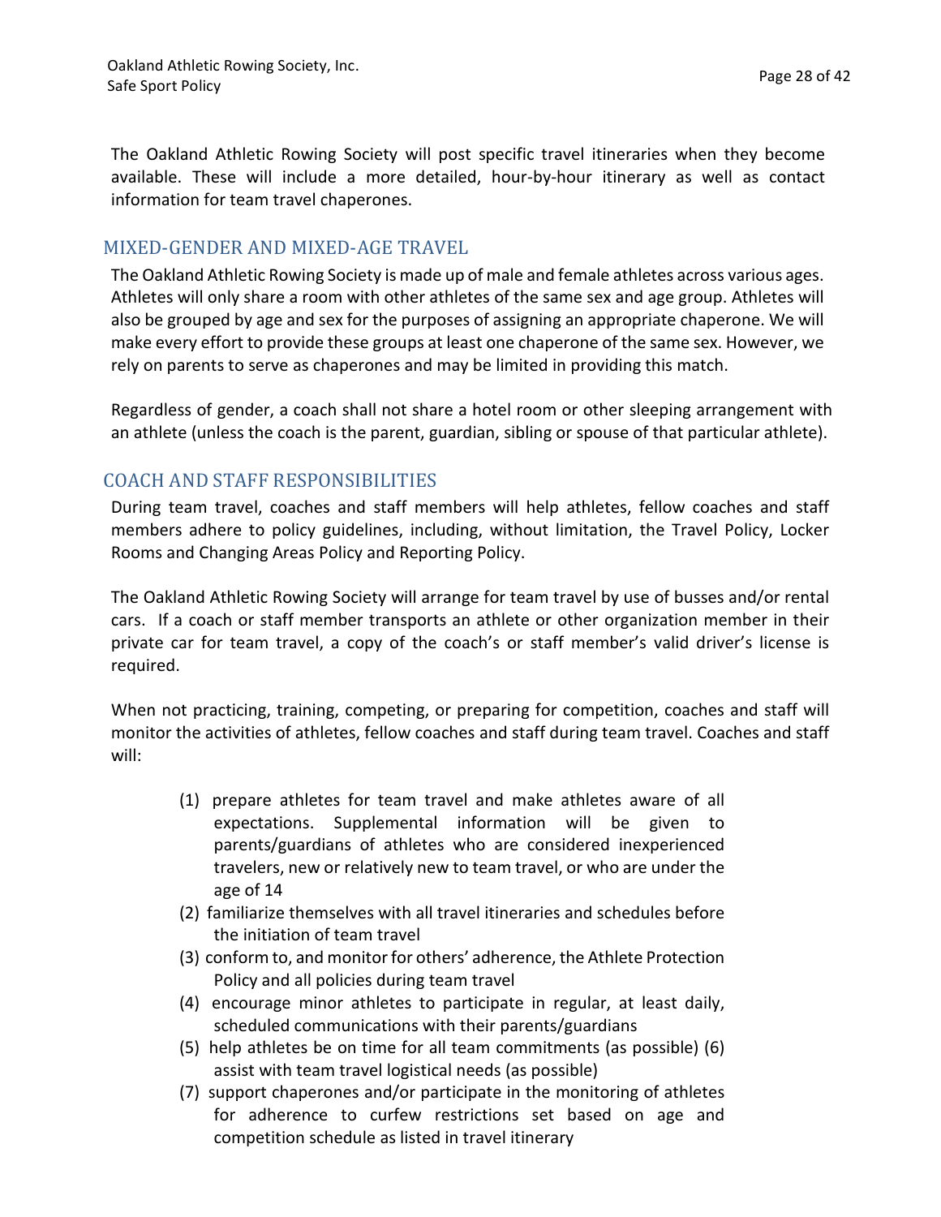The Oakland Athletic Rowing Society will post specific travel itineraries when they become available. These will include a more detailed, hour-by-hour itinerary as well as contact information for team travel chaperones.

## MIXED-GENDER AND MIXED-AGE TRAVEL

The Oakland Athletic Rowing Society is made up of male and female athletes across various ages. Athletes will only share a room with other athletes of the same sex and age group. Athletes will also be grouped by age and sex for the purposes of assigning an appropriate chaperone. We will make every effort to provide these groups at least one chaperone of the same sex. However, we rely on parents to serve as chaperones and may be limited in providing this match.

Regardless of gender, a coach shall not share a hotel room or other sleeping arrangement with an athlete (unless the coach is the parent, guardian, sibling or spouse of that particular athlete).

## COACH AND STAFF RESPONSIBILITIES

During team travel, coaches and staff members will help athletes, fellow coaches and staff members adhere to policy guidelines, including, without limitation, the Travel Policy, Locker Rooms and Changing Areas Policy and Reporting Policy.

The Oakland Athletic Rowing Society will arrange for team travel by use of busses and/or rental cars. If a coach or staff member transports an athlete or other organization member in their private car for team travel, a copy of the coach's or staff member's valid driver's license is required.

When not practicing, training, competing, or preparing for competition, coaches and staff will monitor the activities of athletes, fellow coaches and staff during team travel. Coaches and staff will:

(1) prepare athletes for team travel and make athletes aware of all expectations. Supplemental information will be given to parents/guardians of athletes who are considered inexperienced travelers, new or relatively new to team travel, or who are under the age of 14
(2) familiarize themselves with all travel itineraries and schedules before the initiation of team travel
(3) conform to, and monitor for others' adherence, the Athlete Protection Policy and all policies during team travel
(4) encourage minor athletes to participate in regular, at least daily, scheduled communications with their parents/guardians
(5) help athletes be on time for all team commitments (as possible)
(6) assist with team travel logistical needs (as possible)
(7) support chaperones and/or participate in the monitoring of athletes for adherence to curfew restrictions set based on age and competition schedule as listed in travel itinerary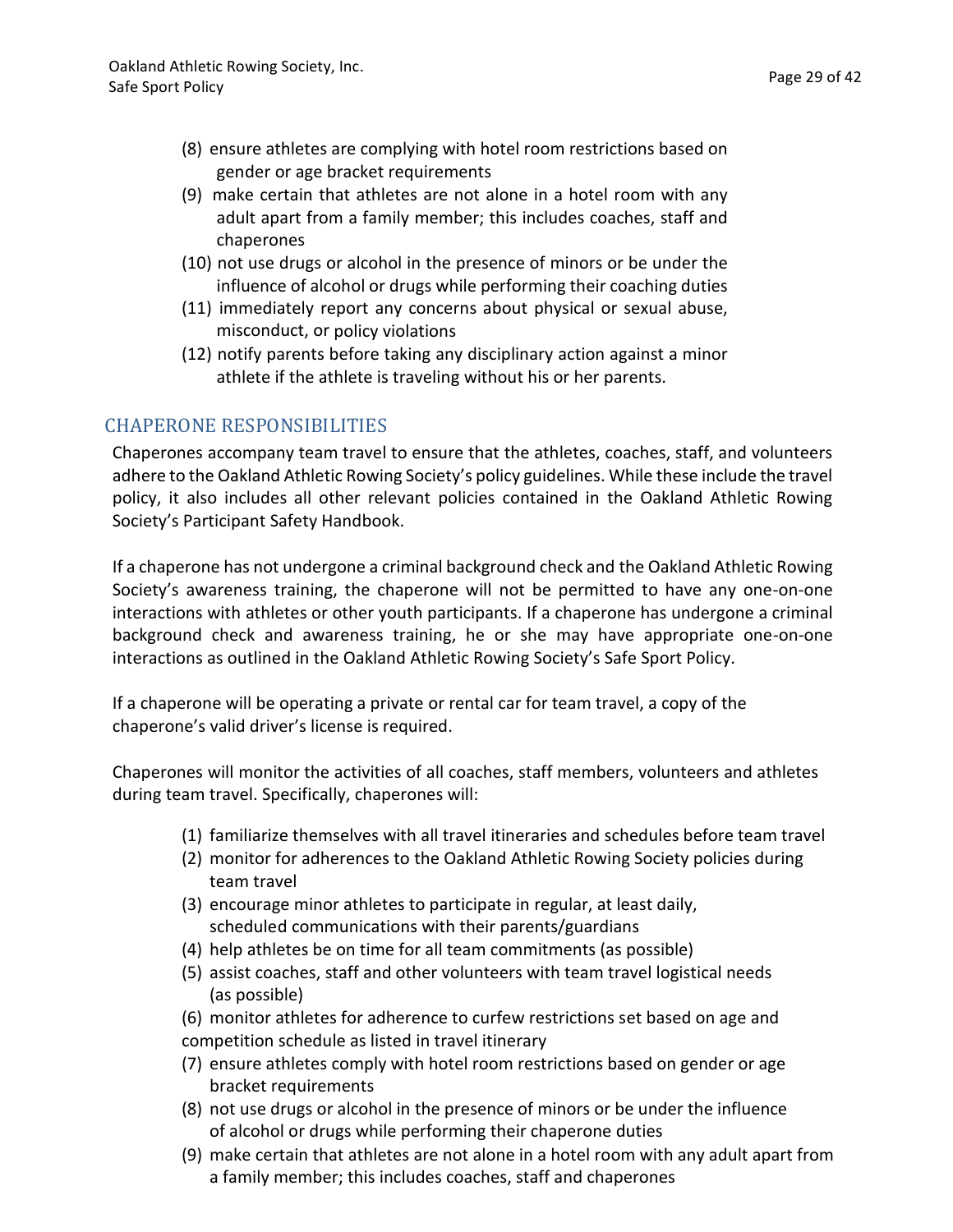(8) ensure athletes are complying with hotel room restrictions based on gender or age bracket requirements
(9) make certain that athletes are not alone in a hotel room with any adult apart from a family member; this includes coaches, staff and chaperones
(10) not use drugs or alcohol in the presence of minors or be under the influence of alcohol or drugs while performing their coaching duties
(11) immediately report any concerns about physical or sexual abuse, misconduct, or policy violations
(12) notify parents before taking any disciplinary action against a minor athlete if the athlete is traveling without his or her parents.

## CHAPERONE RESPONSIBILITIES

Chaperones accompany team travel to ensure that the athletes, coaches, staff, and volunteers adhere to the Oakland Athletic Rowing Society's policy guidelines. While these include the travel policy, it also includes all other relevant policies contained in the Oakland Athletic Rowing Society's Participant Safety Handbook.

If a chaperone has not undergone a criminal background check and the Oakland Athletic Rowing Society's awareness training, the chaperone will not be permitted to have any one-on-one interactions with athletes or other youth participants. If a chaperone has undergone a criminal background check and awareness training, he or she may have appropriate one-on-one interactions as outlined in the Oakland Athletic Rowing Society's Safe Sport Policy.

If a chaperone will be operating a private or rental car for team travel, a copy of the chaperone's valid driver's license is required.

Chaperones will monitor the activities of all coaches, staff members, volunteers and athletes during team travel. Specifically, chaperones will:

(1) familiarize themselves with all travel itineraries and schedules before team travel
(2) monitor for adherences to the Oakland Athletic Rowing Society policies during team travel
(3) encourage minor athletes to participate in regular, at least daily, scheduled communications with their parents/guardians
(4) help athletes be on time for all team commitments (as possible)
(5) assist coaches, staff and other volunteers with team travel logistical needs (as possible)
(6) monitor athletes for adherence to curfew restrictions set based on age and competition schedule as listed in travel itinerary
(7) ensure athletes comply with hotel room restrictions based on gender or age bracket requirements
(8) not use drugs or alcohol in the presence of minors or be under the influence of alcohol or drugs while performing their chaperone duties
(9) make certain that athletes are not alone in a hotel room with any adult apart from a family member; this includes coaches, staff and chaperones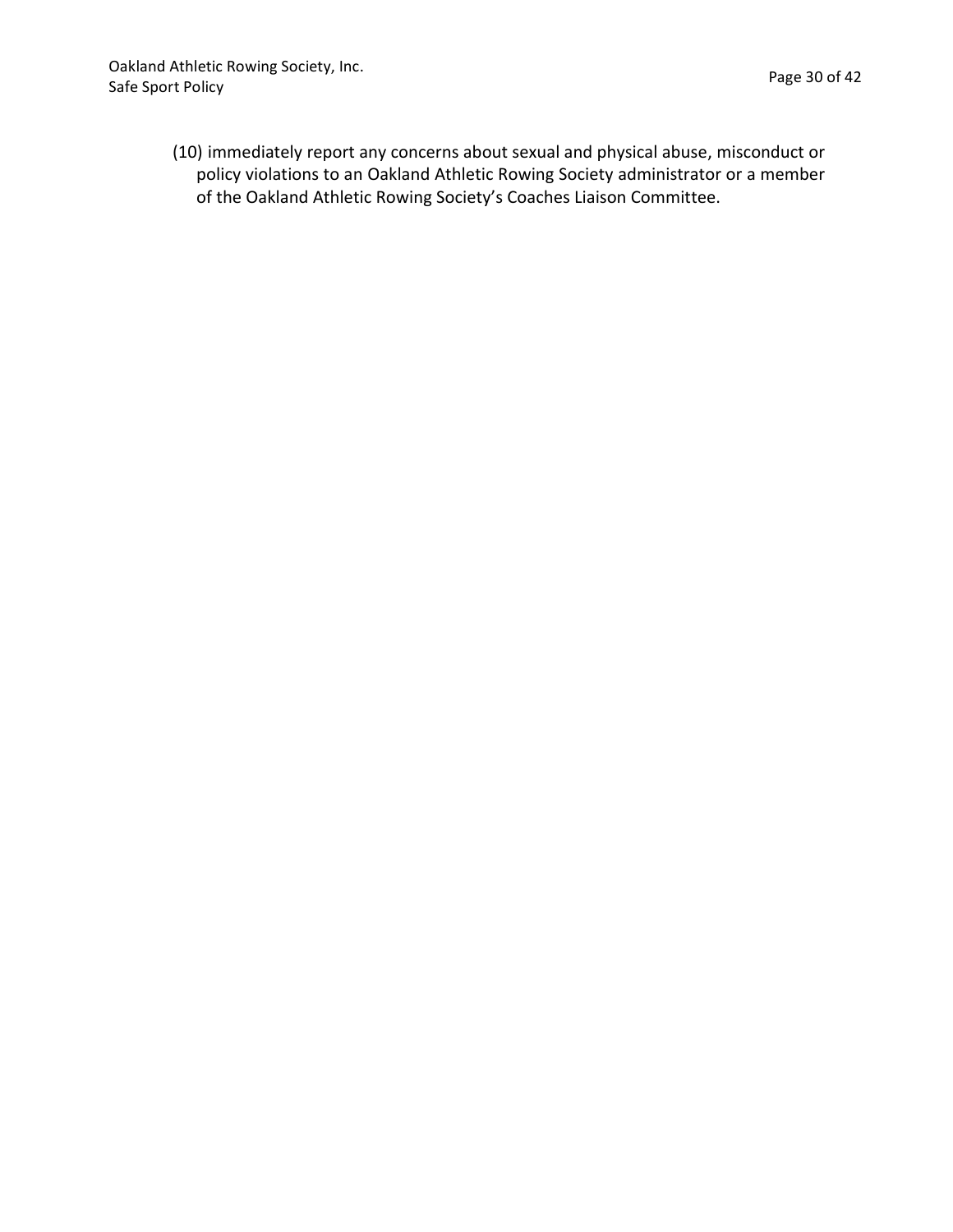(10) immediately report any concerns about sexual and physical abuse, misconduct or policy violations to an Oakland Athletic Rowing Society administrator or a member of the Oakland Athletic Rowing Society's Coaches Liaison Committee.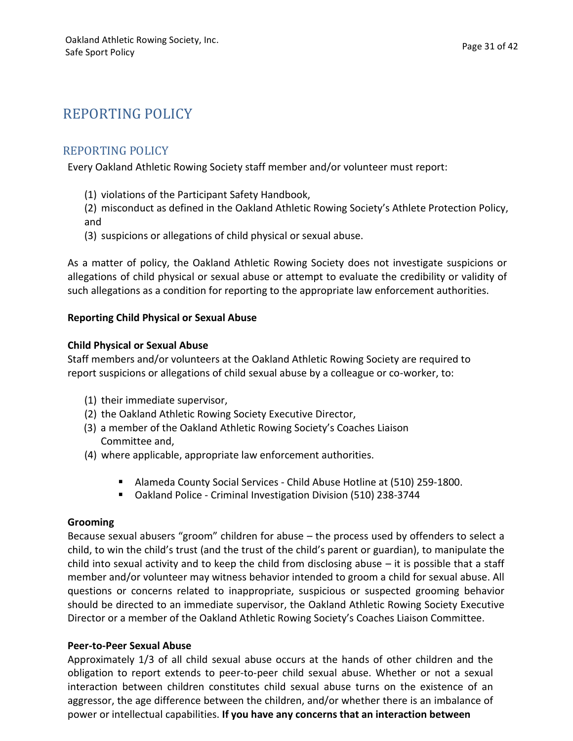# REPORTING POLICY

## REPORTING POLICY

Every Oakland Athletic Rowing Society staff member and/or volunteer must report:

(1) violations of the Participant Safety Handbook,

(2) misconduct as defined in the Oakland Athletic Rowing Society's Athlete Protection Policy, and

(3) suspicions or allegations of child physical or sexual abuse.

As a matter of policy, the Oakland Athletic Rowing Society does not investigate suspicions or allegations of child physical or sexual abuse or attempt to evaluate the credibility or validity of such allegations as a condition for reporting to the appropriate law enforcement authorities.

**Reporting Child Physical or Sexual Abuse**

**Child Physical or Sexual Abuse**

Staff members and/or volunteers at the Oakland Athletic Rowing Society are required to report suspicions or allegations of child sexual abuse by a colleague or co-worker, to:

(1) their immediate supervisor,

(2) the Oakland Athletic Rowing Society Executive Director,

(3) a member of the Oakland Athletic Rowing Society's Coaches Liaison Committee and,

(4) where applicable, appropriate law enforcement authorities.

- Alameda County Social Services - Child Abuse Hotline at (510) 259-1800.
- Oakland Police - Criminal Investigation Division (510) 238-3744

**Grooming**

Because sexual abusers "groom" children for abuse – the process used by offenders to select a child, to win the child's trust (and the trust of the child's parent or guardian), to manipulate the child into sexual activity and to keep the child from disclosing abuse – it is possible that a staff member and/or volunteer may witness behavior intended to groom a child for sexual abuse. All questions or concerns related to inappropriate, suspicious or suspected grooming behavior should be directed to an immediate supervisor, the Oakland Athletic Rowing Society Executive Director or a member of the Oakland Athletic Rowing Society's Coaches Liaison Committee.

**Peer-to-Peer Sexual Abuse**

Approximately 1/3 of all child sexual abuse occurs at the hands of other children and the obligation to report extends to peer-to-peer child sexual abuse. Whether or not a sexual interaction between children constitutes child sexual abuse turns on the existence of an aggressor, the age difference between the children, and/or whether there is an imbalance of power or intellectual capabilities. **If you have any concerns that an interaction between**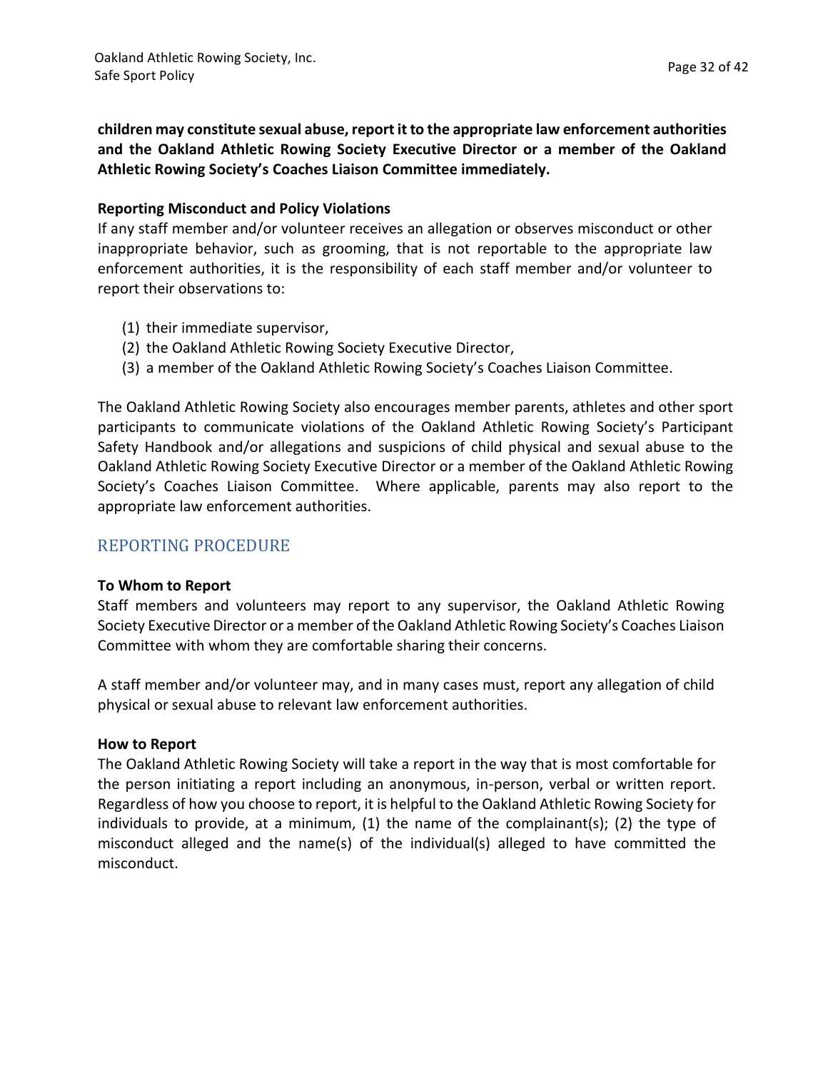**children may constitute sexual abuse, report it to the appropriate law enforcement authorities and the Oakland Athletic Rowing Society Executive Director or a member of the Oakland Athletic Rowing Society's Coaches Liaison Committee immediately.**

**Reporting Misconduct and Policy Violations**

If any staff member and/or volunteer receives an allegation or observes misconduct or other inappropriate behavior, such as grooming, that is not reportable to the appropriate law enforcement authorities, it is the responsibility of each staff member and/or volunteer to report their observations to:

(1) their immediate supervisor,
(2) the Oakland Athletic Rowing Society Executive Director,
(3) a member of the Oakland Athletic Rowing Society's Coaches Liaison Committee.

The Oakland Athletic Rowing Society also encourages member parents, athletes and other sport participants to communicate violations of the Oakland Athletic Rowing Society's Participant Safety Handbook and/or allegations and suspicions of child physical and sexual abuse to the Oakland Athletic Rowing Society Executive Director or a member of the Oakland Athletic Rowing Society's Coaches Liaison Committee. Where applicable, parents may also report to the appropriate law enforcement authorities.

## REPORTING PROCEDURE

**To Whom to Report**

Staff members and volunteers may report to any supervisor, the Oakland Athletic Rowing Society Executive Director or a member of the Oakland Athletic Rowing Society's Coaches Liaison Committee with whom they are comfortable sharing their concerns.

A staff member and/or volunteer may, and in many cases must, report any allegation of child physical or sexual abuse to relevant law enforcement authorities.

**How to Report**

The Oakland Athletic Rowing Society will take a report in the way that is most comfortable for the person initiating a report including an anonymous, in-person, verbal or written report. Regardless of how you choose to report, it is helpful to the Oakland Athletic Rowing Society for individuals to provide, at a minimum, (1) the name of the complainant(s); (2) the type of misconduct alleged and the name(s) of the individual(s) alleged to have committed the misconduct.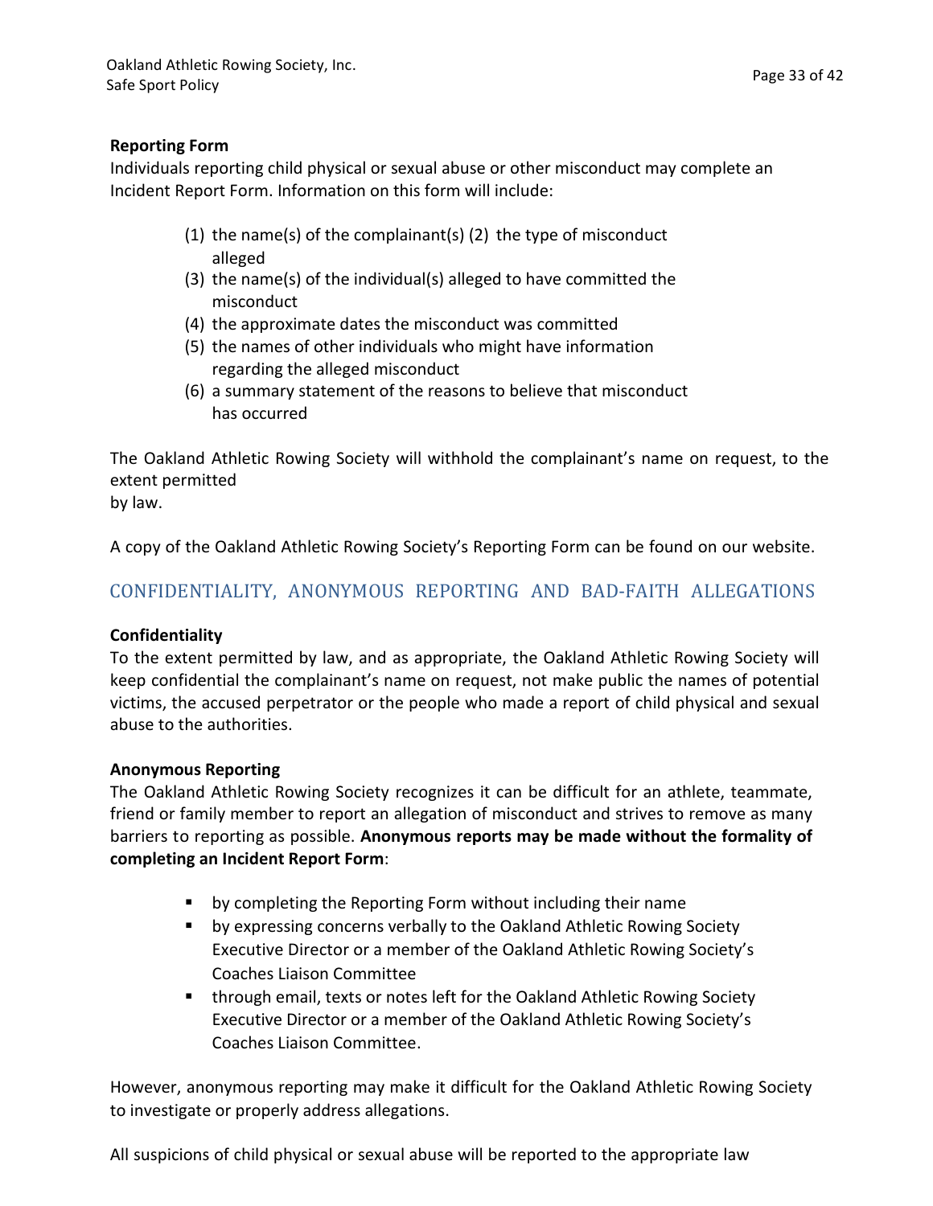**Reporting Form**

Individuals reporting child physical or sexual abuse or other misconduct may complete an Incident Report Form. Information on this form will include:

(1) the name(s) of the complainant(s) (2) the type of misconduct alleged
(3) the name(s) of the individual(s) alleged to have committed the misconduct
(4) the approximate dates the misconduct was committed
(5) the names of other individuals who might have information regarding the alleged misconduct
(6) a summary statement of the reasons to believe that misconduct has occurred

The Oakland Athletic Rowing Society will withhold the complainant's name on request, to the extent permitted by law.

A copy of the Oakland Athletic Rowing Society's Reporting Form can be found on our website.

## CONFIDENTIALITY, ANONYMOUS REPORTING AND BAD-FAITH ALLEGATIONS

**Confidentiality**

To the extent permitted by law, and as appropriate, the Oakland Athletic Rowing Society will keep confidential the complainant's name on request, not make public the names of potential victims, the accused perpetrator or the people who made a report of child physical and sexual abuse to the authorities.

**Anonymous Reporting**

The Oakland Athletic Rowing Society recognizes it can be difficult for an athlete, teammate, friend or family member to report an allegation of misconduct and strives to remove as many barriers to reporting as possible. **Anonymous reports may be made without the formality of completing an Incident Report Form**:

- by completing the Reporting Form without including their name
- by expressing concerns verbally to the Oakland Athletic Rowing Society Executive Director or a member of the Oakland Athletic Rowing Society's Coaches Liaison Committee
- through email, texts or notes left for the Oakland Athletic Rowing Society Executive Director or a member of the Oakland Athletic Rowing Society's Coaches Liaison Committee.

However, anonymous reporting may make it difficult for the Oakland Athletic Rowing Society to investigate or properly address allegations.

All suspicions of child physical or sexual abuse will be reported to the appropriate law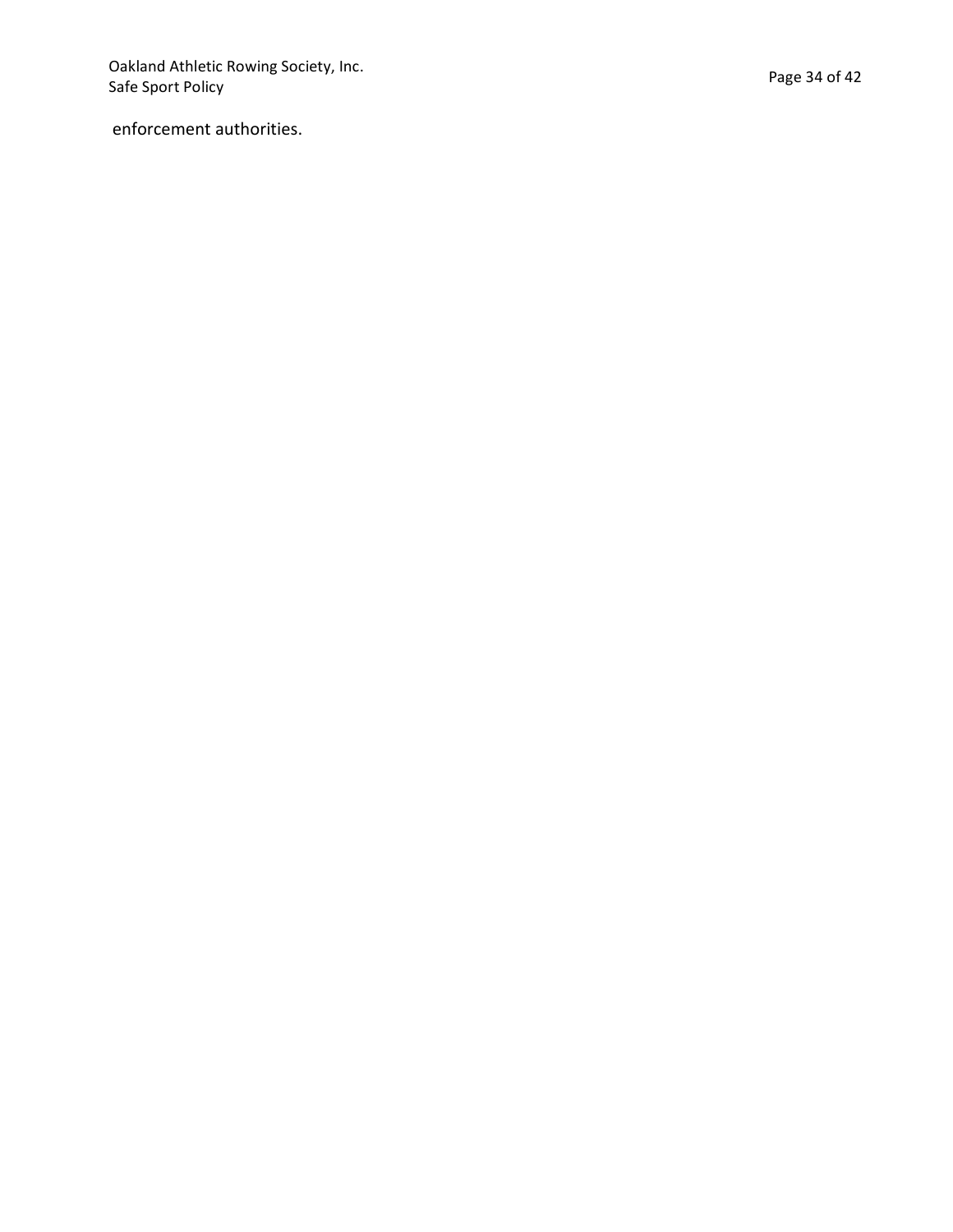enforcement authorities.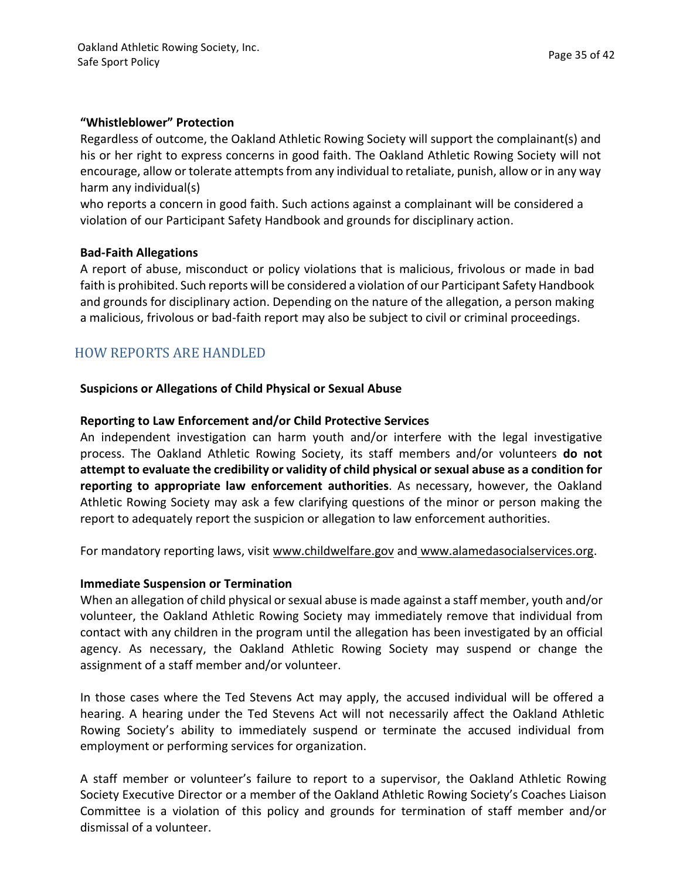### "Whistleblower" Protection

Regardless of outcome, the Oakland Athletic Rowing Society will support the complainant(s) and his or her right to express concerns in good faith. The Oakland Athletic Rowing Society will not encourage, allow or tolerate attempts from any individual to retaliate, punish, allow or in any way harm any individual(s)
who reports a concern in good faith. Such actions against a complainant will be considered a violation of our Participant Safety Handbook and grounds for disciplinary action.

### Bad-Faith Allegations

A report of abuse, misconduct or policy violations that is malicious, frivolous or made in bad faith is prohibited. Such reports will be considered a violation of our Participant Safety Handbook and grounds for disciplinary action. Depending on the nature of the allegation, a person making a malicious, frivolous or bad-faith report may also be subject to civil or criminal proceedings.

## HOW REPORTS ARE HANDLED

### Suspicions or Allegations of Child Physical or Sexual Abuse

### Reporting to Law Enforcement and/or Child Protective Services

An independent investigation can harm youth and/or interfere with the legal investigative process. The Oakland Athletic Rowing Society, its staff members and/or volunteers **do not attempt to evaluate the credibility or validity of child physical or sexual abuse as a condition for reporting to appropriate law enforcement authorities**. As necessary, however, the Oakland Athletic Rowing Society may ask a few clarifying questions of the minor or person making the report to adequately report the suspicion or allegation to law enforcement authorities.

For mandatory reporting laws, visit www.childwelfare.gov and www.alamedasocialservices.org.

### Immediate Suspension or Termination

When an allegation of child physical or sexual abuse is made against a staff member, youth and/or volunteer, the Oakland Athletic Rowing Society may immediately remove that individual from contact with any children in the program until the allegation has been investigated by an official agency. As necessary, the Oakland Athletic Rowing Society may suspend or change the assignment of a staff member and/or volunteer.

In those cases where the Ted Stevens Act may apply, the accused individual will be offered a hearing. A hearing under the Ted Stevens Act will not necessarily affect the Oakland Athletic Rowing Society's ability to immediately suspend or terminate the accused individual from employment or performing services for organization.

A staff member or volunteer's failure to report to a supervisor, the Oakland Athletic Rowing Society Executive Director or a member of the Oakland Athletic Rowing Society's Coaches Liaison Committee is a violation of this policy and grounds for termination of staff member and/or dismissal of a volunteer.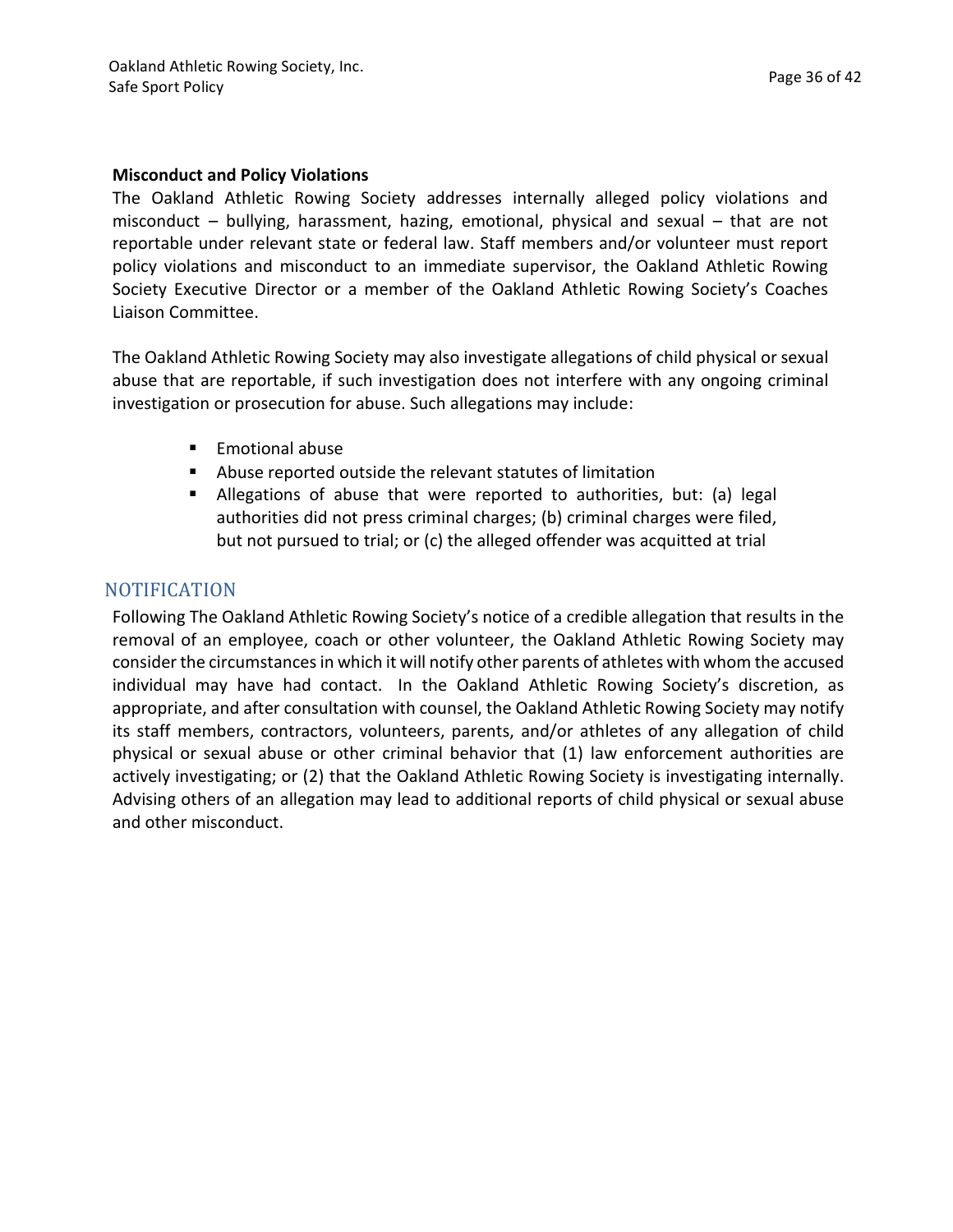**Misconduct and Policy Violations**

The Oakland Athletic Rowing Society addresses internally alleged policy violations and misconduct – bullying, harassment, hazing, emotional, physical and sexual – that are not reportable under relevant state or federal law. Staff members and/or volunteer must report policy violations and misconduct to an immediate supervisor, the Oakland Athletic Rowing Society Executive Director or a member of the Oakland Athletic Rowing Society's Coaches Liaison Committee.

The Oakland Athletic Rowing Society may also investigate allegations of child physical or sexual abuse that are reportable, if such investigation does not interfere with any ongoing criminal investigation or prosecution for abuse. Such allegations may include:

- Emotional abuse
- Abuse reported outside the relevant statutes of limitation
- Allegations of abuse that were reported to authorities, but: (a) legal authorities did not press criminal charges; (b) criminal charges were filed, but not pursued to trial; or (c) the alleged offender was acquitted at trial

## NOTIFICATION

Following The Oakland Athletic Rowing Society's notice of a credible allegation that results in the removal of an employee, coach or other volunteer, the Oakland Athletic Rowing Society may consider the circumstances in which it will notify other parents of athletes with whom the accused individual may have had contact. In the Oakland Athletic Rowing Society's discretion, as appropriate, and after consultation with counsel, the Oakland Athletic Rowing Society may notify its staff members, contractors, volunteers, parents, and/or athletes of any allegation of child physical or sexual abuse or other criminal behavior that (1) law enforcement authorities are actively investigating; or (2) that the Oakland Athletic Rowing Society is investigating internally. Advising others of an allegation may lead to additional reports of child physical or sexual abuse and other misconduct.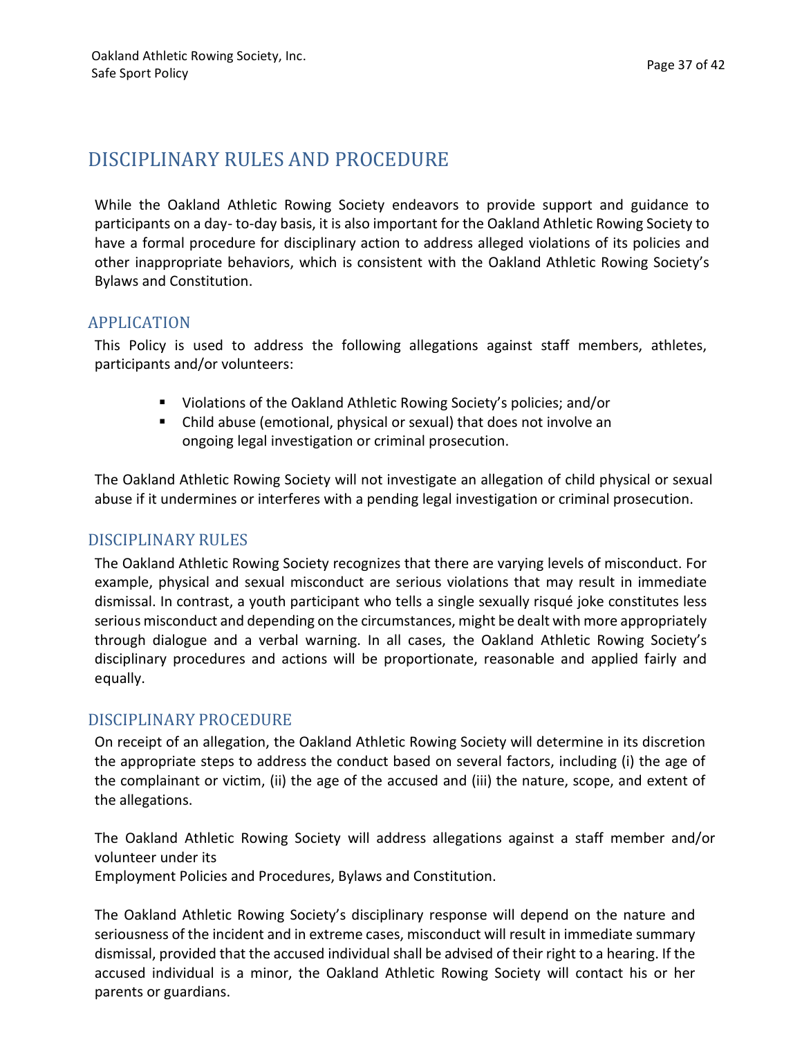# DISCIPLINARY RULES AND PROCEDURE

While the Oakland Athletic Rowing Society endeavors to provide support and guidance to participants on a day- to-day basis, it is also important for the Oakland Athletic Rowing Society to have a formal procedure for disciplinary action to address alleged violations of its policies and other inappropriate behaviors, which is consistent with the Oakland Athletic Rowing Society's Bylaws and Constitution.

## APPLICATION

This Policy is used to address the following allegations against staff members, athletes, participants and/or volunteers:

- Violations of the Oakland Athletic Rowing Society's policies; and/or
- Child abuse (emotional, physical or sexual) that does not involve an ongoing legal investigation or criminal prosecution.

The Oakland Athletic Rowing Society will not investigate an allegation of child physical or sexual abuse if it undermines or interferes with a pending legal investigation or criminal prosecution.

## DISCIPLINARY RULES

The Oakland Athletic Rowing Society recognizes that there are varying levels of misconduct. For example, physical and sexual misconduct are serious violations that may result in immediate dismissal. In contrast, a youth participant who tells a single sexually risqué joke constitutes less serious misconduct and depending on the circumstances, might be dealt with more appropriately through dialogue and a verbal warning. In all cases, the Oakland Athletic Rowing Society's disciplinary procedures and actions will be proportionate, reasonable and applied fairly and equally.

## DISCIPLINARY PROCEDURE

On receipt of an allegation, the Oakland Athletic Rowing Society will determine in its discretion the appropriate steps to address the conduct based on several factors, including (i) the age of the complainant or victim, (ii) the age of the accused and (iii) the nature, scope, and extent of the allegations.

The Oakland Athletic Rowing Society will address allegations against a staff member and/or volunteer under its
Employment Policies and Procedures, Bylaws and Constitution.

The Oakland Athletic Rowing Society's disciplinary response will depend on the nature and seriousness of the incident and in extreme cases, misconduct will result in immediate summary dismissal, provided that the accused individual shall be advised of their right to a hearing. If the accused individual is a minor, the Oakland Athletic Rowing Society will contact his or her parents or guardians.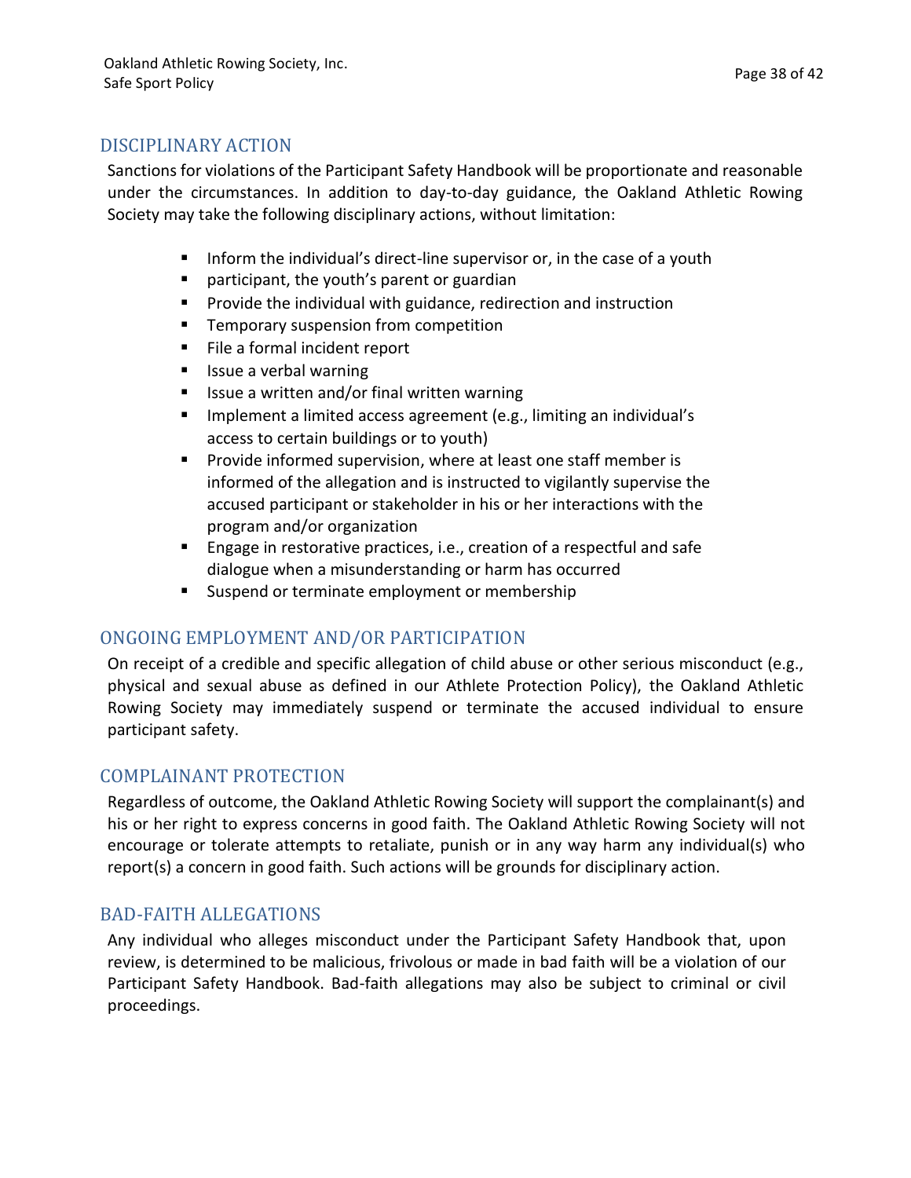## DISCIPLINARY ACTION

Sanctions for violations of the Participant Safety Handbook will be proportionate and reasonable under the circumstances. In addition to day-to-day guidance, the Oakland Athletic Rowing Society may take the following disciplinary actions, without limitation:

- Inform the individual's direct-line supervisor or, in the case of a youth
- participant, the youth's parent or guardian
- Provide the individual with guidance, redirection and instruction
- Temporary suspension from competition
- File a formal incident report
- Issue a verbal warning
- Issue a written and/or final written warning
- Implement a limited access agreement (e.g., limiting an individual's access to certain buildings or to youth)
- Provide informed supervision, where at least one staff member is informed of the allegation and is instructed to vigilantly supervise the accused participant or stakeholder in his or her interactions with the program and/or organization
- Engage in restorative practices, i.e., creation of a respectful and safe dialogue when a misunderstanding or harm has occurred
- Suspend or terminate employment or membership

## ONGOING EMPLOYMENT AND/OR PARTICIPATION

On receipt of a credible and specific allegation of child abuse or other serious misconduct (e.g., physical and sexual abuse as defined in our Athlete Protection Policy), the Oakland Athletic Rowing Society may immediately suspend or terminate the accused individual to ensure participant safety.

## COMPLAINANT PROTECTION

Regardless of outcome, the Oakland Athletic Rowing Society will support the complainant(s) and his or her right to express concerns in good faith. The Oakland Athletic Rowing Society will not encourage or tolerate attempts to retaliate, punish or in any way harm any individual(s) who report(s) a concern in good faith. Such actions will be grounds for disciplinary action.

## BAD-FAITH ALLEGATIONS

Any individual who alleges misconduct under the Participant Safety Handbook that, upon review, is determined to be malicious, frivolous or made in bad faith will be a violation of our Participant Safety Handbook. Bad-faith allegations may also be subject to criminal or civil proceedings.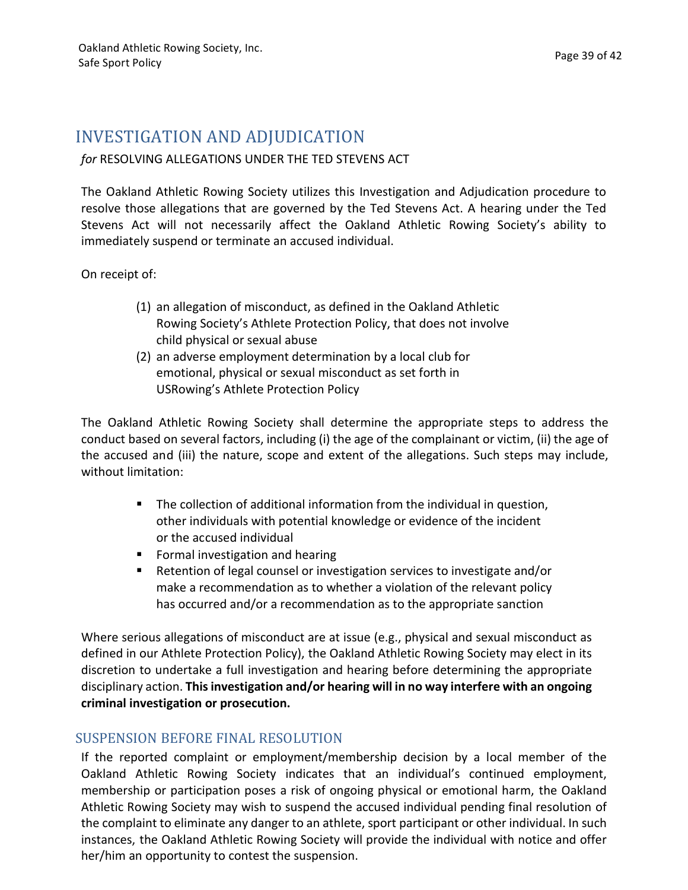# INVESTIGATION AND ADJUDICATION

*for* RESOLVING ALLEGATIONS UNDER THE TED STEVENS ACT

The Oakland Athletic Rowing Society utilizes this Investigation and Adjudication procedure to resolve those allegations that are governed by the Ted Stevens Act. A hearing under the Ted Stevens Act will not necessarily affect the Oakland Athletic Rowing Society's ability to immediately suspend or terminate an accused individual.

On receipt of:

(1) an allegation of misconduct, as defined in the Oakland Athletic Rowing Society's Athlete Protection Policy, that does not involve child physical or sexual abuse
(2) an adverse employment determination by a local club for emotional, physical or sexual misconduct as set forth in USRowing's Athlete Protection Policy

The Oakland Athletic Rowing Society shall determine the appropriate steps to address the conduct based on several factors, including (i) the age of the complainant or victim, (ii) the age of the accused and (iii) the nature, scope and extent of the allegations. Such steps may include, without limitation:

- The collection of additional information from the individual in question, other individuals with potential knowledge or evidence of the incident or the accused individual
- Formal investigation and hearing
- Retention of legal counsel or investigation services to investigate and/or make a recommendation as to whether a violation of the relevant policy has occurred and/or a recommendation as to the appropriate sanction

Where serious allegations of misconduct are at issue (e.g., physical and sexual misconduct as defined in our Athlete Protection Policy), the Oakland Athletic Rowing Society may elect in its discretion to undertake a full investigation and hearing before determining the appropriate disciplinary action. **This investigation and/or hearing will in no way interfere with an ongoing criminal investigation or prosecution.**

## SUSPENSION BEFORE FINAL RESOLUTION

If the reported complaint or employment/membership decision by a local member of the Oakland Athletic Rowing Society indicates that an individual's continued employment, membership or participation poses a risk of ongoing physical or emotional harm, the Oakland Athletic Rowing Society may wish to suspend the accused individual pending final resolution of the complaint to eliminate any danger to an athlete, sport participant or other individual. In such instances, the Oakland Athletic Rowing Society will provide the individual with notice and offer her/him an opportunity to contest the suspension.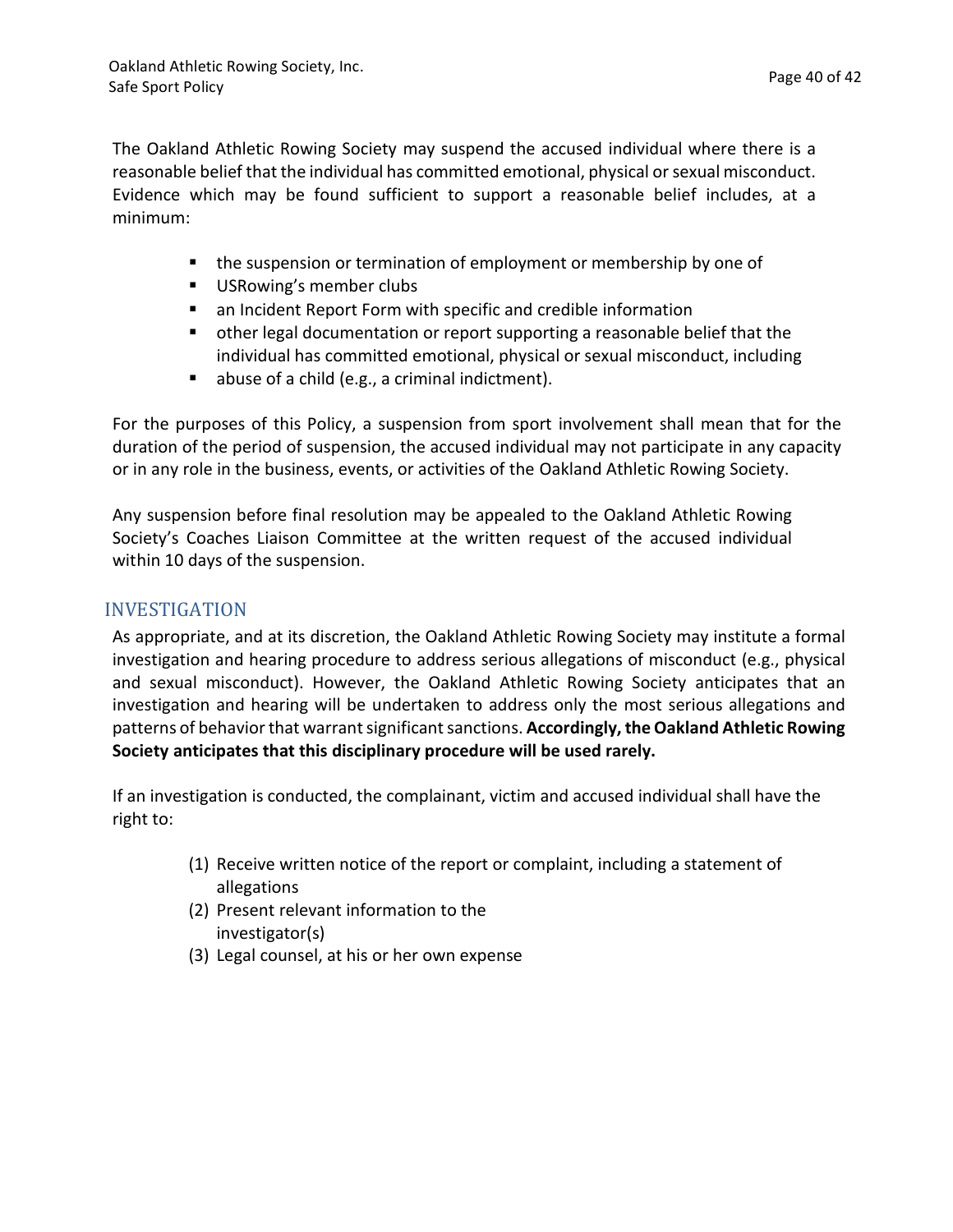The Oakland Athletic Rowing Society may suspend the accused individual where there is a reasonable belief that the individual has committed emotional, physical or sexual misconduct. Evidence which may be found sufficient to support a reasonable belief includes, at a minimum:

- the suspension or termination of employment or membership by one of
- USRowing's member clubs
- an Incident Report Form with specific and credible information
- other legal documentation or report supporting a reasonable belief that the individual has committed emotional, physical or sexual misconduct, including
- abuse of a child (e.g., a criminal indictment).

For the purposes of this Policy, a suspension from sport involvement shall mean that for the duration of the period of suspension, the accused individual may not participate in any capacity or in any role in the business, events, or activities of the Oakland Athletic Rowing Society.

Any suspension before final resolution may be appealed to the Oakland Athletic Rowing Society's Coaches Liaison Committee at the written request of the accused individual within 10 days of the suspension.

## INVESTIGATION

As appropriate, and at its discretion, the Oakland Athletic Rowing Society may institute a formal investigation and hearing procedure to address serious allegations of misconduct (e.g., physical and sexual misconduct). However, the Oakland Athletic Rowing Society anticipates that an investigation and hearing will be undertaken to address only the most serious allegations and patterns of behavior that warrant significant sanctions. **Accordingly, the Oakland Athletic Rowing Society anticipates that this disciplinary procedure will be used rarely.**

If an investigation is conducted, the complainant, victim and accused individual shall have the right to:

(1) Receive written notice of the report or complaint, including a statement of allegations
(2) Present relevant information to the investigator(s)
(3) Legal counsel, at his or her own expense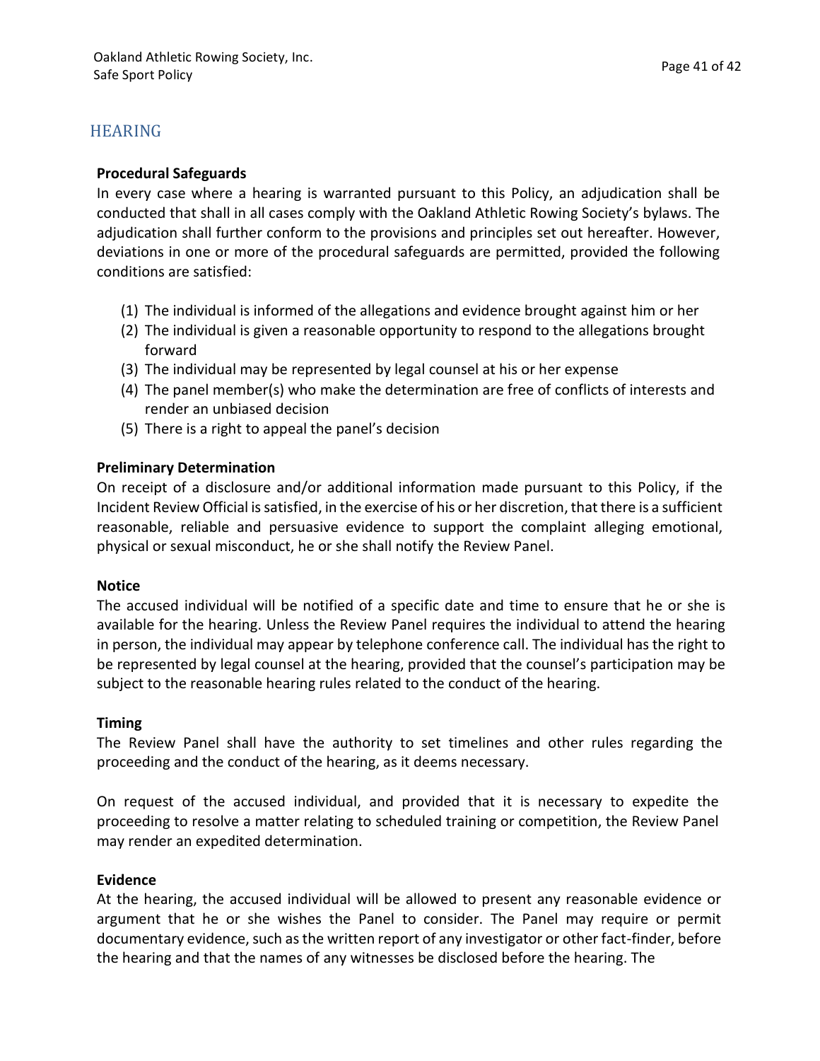## HEARING

**Procedural Safeguards**

In every case where a hearing is warranted pursuant to this Policy, an adjudication shall be conducted that shall in all cases comply with the Oakland Athletic Rowing Society's bylaws. The adjudication shall further conform to the provisions and principles set out hereafter. However, deviations in one or more of the procedural safeguards are permitted, provided the following conditions are satisfied:

(1) The individual is informed of the allegations and evidence brought against him or her
(2) The individual is given a reasonable opportunity to respond to the allegations brought forward
(3) The individual may be represented by legal counsel at his or her expense
(4) The panel member(s) who make the determination are free of conflicts of interests and render an unbiased decision
(5) There is a right to appeal the panel's decision

**Preliminary Determination**

On receipt of a disclosure and/or additional information made pursuant to this Policy, if the Incident Review Official is satisfied, in the exercise of his or her discretion, that there is a sufficient reasonable, reliable and persuasive evidence to support the complaint alleging emotional, physical or sexual misconduct, he or she shall notify the Review Panel.

**Notice**

The accused individual will be notified of a specific date and time to ensure that he or she is available for the hearing. Unless the Review Panel requires the individual to attend the hearing in person, the individual may appear by telephone conference call. The individual has the right to be represented by legal counsel at the hearing, provided that the counsel's participation may be subject to the reasonable hearing rules related to the conduct of the hearing.

**Timing**

The Review Panel shall have the authority to set timelines and other rules regarding the proceeding and the conduct of the hearing, as it deems necessary.

On request of the accused individual, and provided that it is necessary to expedite the proceeding to resolve a matter relating to scheduled training or competition, the Review Panel may render an expedited determination.

**Evidence**

At the hearing, the accused individual will be allowed to present any reasonable evidence or argument that he or she wishes the Panel to consider. The Panel may require or permit documentary evidence, such as the written report of any investigator or other fact-finder, before the hearing and that the names of any witnesses be disclosed before the hearing. The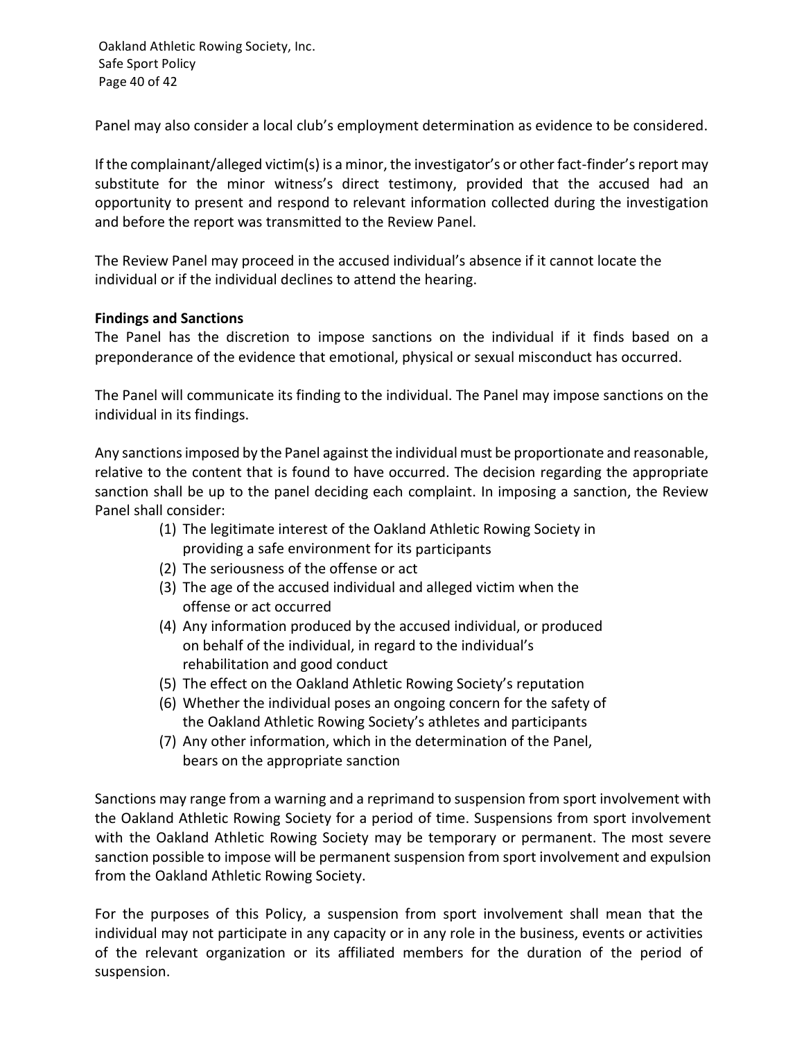Panel may also consider a local club's employment determination as evidence to be considered.

If the complainant/alleged victim(s) is a minor, the investigator's or other fact-finder's report may substitute for the minor witness's direct testimony, provided that the accused had an opportunity to present and respond to relevant information collected during the investigation and before the report was transmitted to the Review Panel.

The Review Panel may proceed in the accused individual's absence if it cannot locate the individual or if the individual declines to attend the hearing.

**Findings and Sanctions**

The Panel has the discretion to impose sanctions on the individual if it finds based on a preponderance of the evidence that emotional, physical or sexual misconduct has occurred.

The Panel will communicate its finding to the individual. The Panel may impose sanctions on the individual in its findings.

Any sanctions imposed by the Panel against the individual must be proportionate and reasonable, relative to the content that is found to have occurred. The decision regarding the appropriate sanction shall be up to the panel deciding each complaint. In imposing a sanction, the Review Panel shall consider:

(1) The legitimate interest of the Oakland Athletic Rowing Society in providing a safe environment for its participants
(2) The seriousness of the offense or act
(3) The age of the accused individual and alleged victim when the offense or act occurred
(4) Any information produced by the accused individual, or produced on behalf of the individual, in regard to the individual's rehabilitation and good conduct
(5) The effect on the Oakland Athletic Rowing Society's reputation
(6) Whether the individual poses an ongoing concern for the safety of the Oakland Athletic Rowing Society's athletes and participants
(7) Any other information, which in the determination of the Panel, bears on the appropriate sanction

Sanctions may range from a warning and a reprimand to suspension from sport involvement with the Oakland Athletic Rowing Society for a period of time. Suspensions from sport involvement with the Oakland Athletic Rowing Society may be temporary or permanent. The most severe sanction possible to impose will be permanent suspension from sport involvement and expulsion from the Oakland Athletic Rowing Society.

For the purposes of this Policy, a suspension from sport involvement shall mean that the individual may not participate in any capacity or in any role in the business, events or activities of the relevant organization or its affiliated members for the duration of the period of suspension.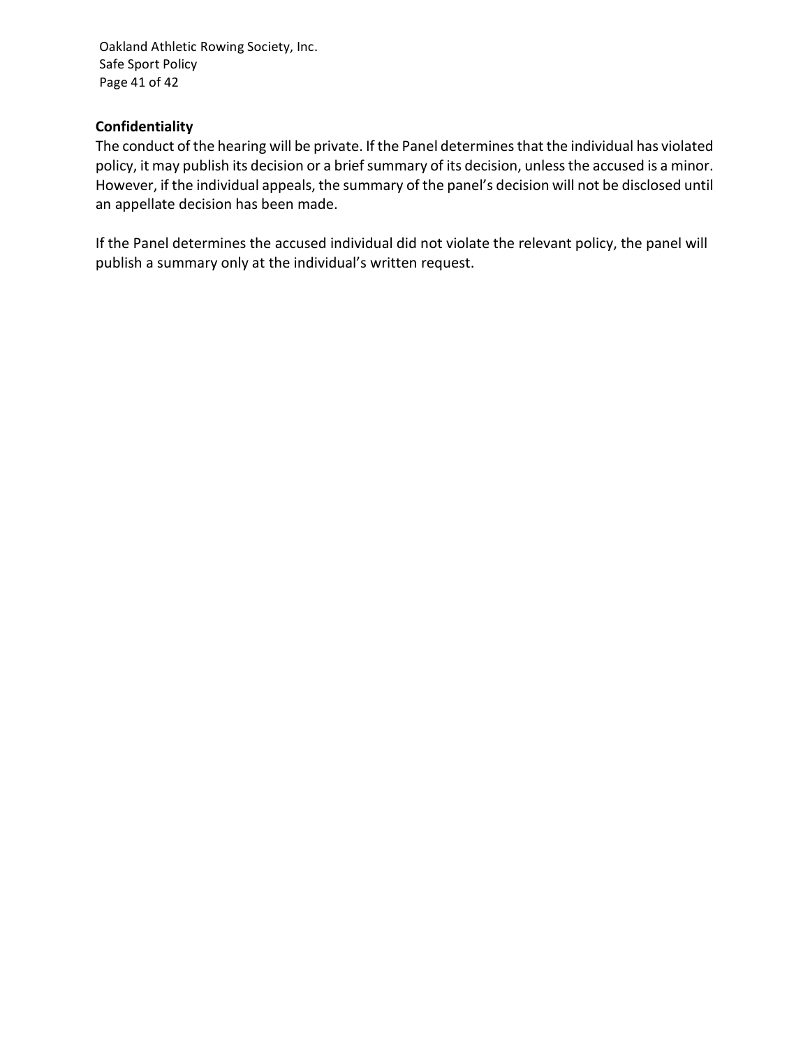**Confidentiality**

The conduct of the hearing will be private. If the Panel determines that the individual has violated policy, it may publish its decision or a brief summary of its decision, unless the accused is a minor. However, if the individual appeals, the summary of the panel's decision will not be disclosed until an appellate decision has been made.

If the Panel determines the accused individual did not violate the relevant policy, the panel will publish a summary only at the individual's written request.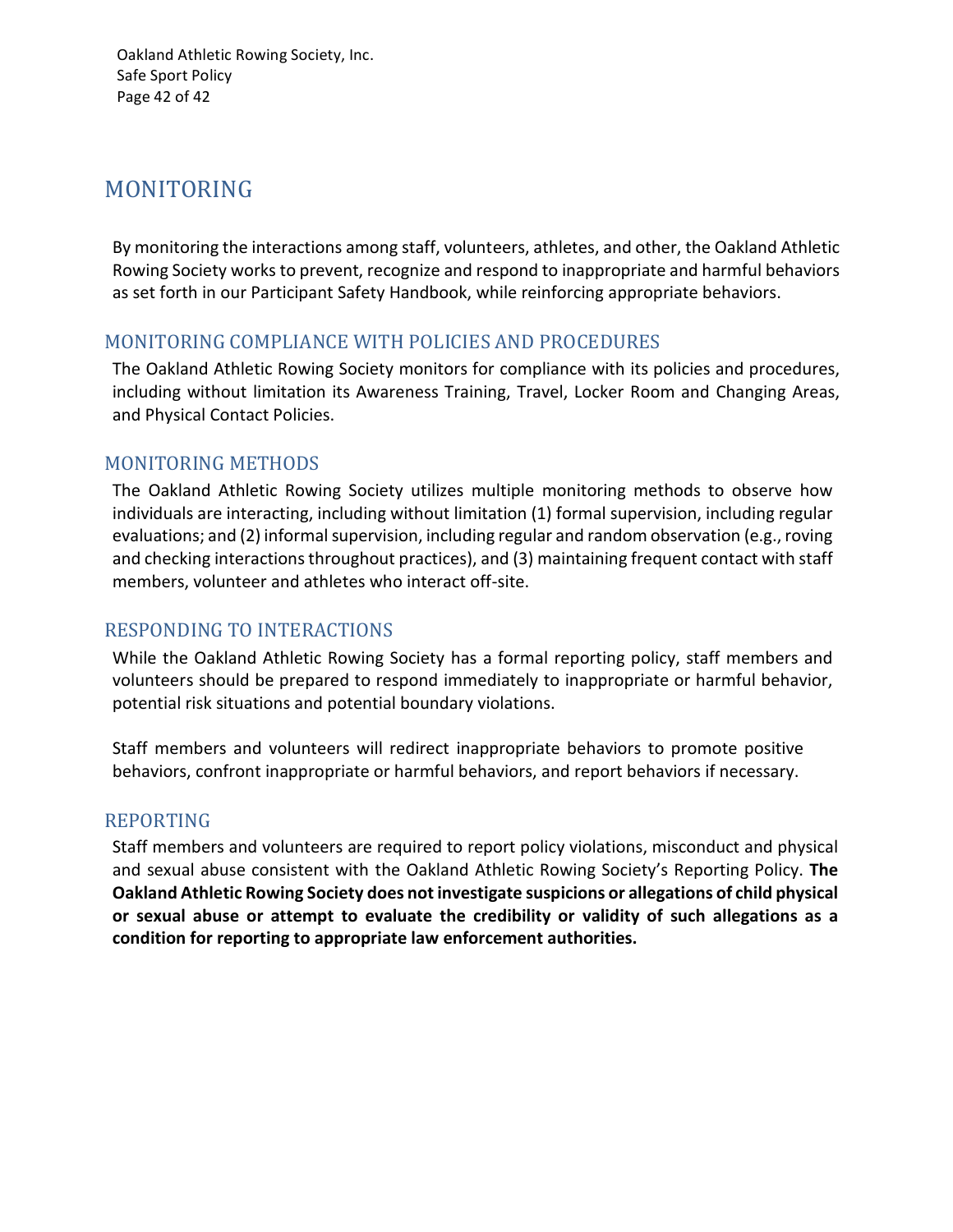# MONITORING

By monitoring the interactions among staff, volunteers, athletes, and other, the Oakland Athletic Rowing Society works to prevent, recognize and respond to inappropriate and harmful behaviors as set forth in our Participant Safety Handbook, while reinforcing appropriate behaviors.

## MONITORING COMPLIANCE WITH POLICIES AND PROCEDURES

The Oakland Athletic Rowing Society monitors for compliance with its policies and procedures, including without limitation its Awareness Training, Travel, Locker Room and Changing Areas, and Physical Contact Policies.

## MONITORING METHODS

The Oakland Athletic Rowing Society utilizes multiple monitoring methods to observe how individuals are interacting, including without limitation (1) formal supervision, including regular evaluations; and (2) informal supervision, including regular and random observation (e.g., roving and checking interactions throughout practices), and (3) maintaining frequent contact with staff members, volunteer and athletes who interact off-site.

## RESPONDING TO INTERACTIONS

While the Oakland Athletic Rowing Society has a formal reporting policy, staff members and volunteers should be prepared to respond immediately to inappropriate or harmful behavior, potential risk situations and potential boundary violations.

Staff members and volunteers will redirect inappropriate behaviors to promote positive behaviors, confront inappropriate or harmful behaviors, and report behaviors if necessary.

## REPORTING

Staff members and volunteers are required to report policy violations, misconduct and physical and sexual abuse consistent with the Oakland Athletic Rowing Society's Reporting Policy. **The Oakland Athletic Rowing Society does not investigate suspicions or allegations of child physical or sexual abuse or attempt to evaluate the credibility or validity of such allegations as a condition for reporting to appropriate law enforcement authorities.**